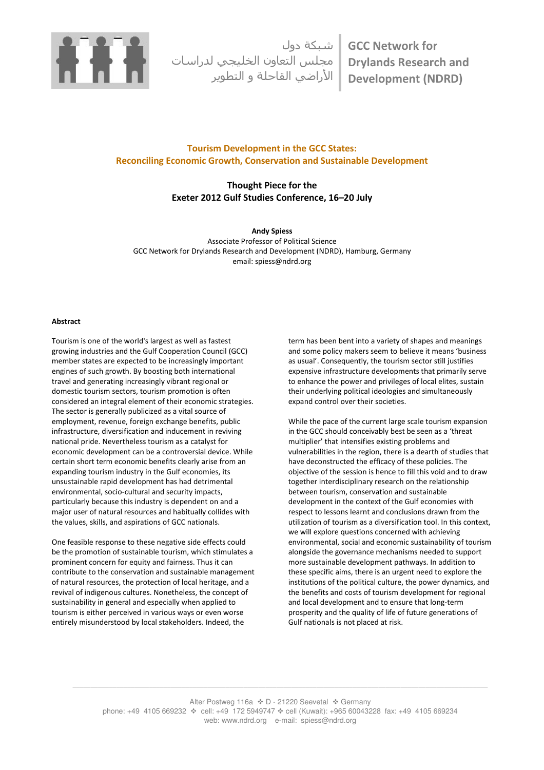شبكة دول
مجلس التعاون الخليجي لدراسات
الأراضي القاحلة و التطوير

**GCC Network for Drylands Research and Development (NDRD)**

# Tourism Development in the GCC States: Reconciling Economic Growth, Conservation and Sustainable Development

## Thought Piece for the Exeter 2012 Gulf Studies Conference, 16–20 July

**Andy Spiess**
Associate Professor of Political Science
GCC Network for Drylands Research and Development (NDRD), Hamburg, Germany
email: spiess@ndrd.org

### Abstract

Tourism is one of the world's largest as well as fastest growing industries and the Gulf Cooperation Council (GCC) member states are expected to be increasingly important engines of such growth. By boosting both international travel and generating increasingly vibrant regional or domestic tourism sectors, tourism promotion is often considered an integral element of their economic strategies. The sector is generally publicized as a vital source of employment, revenue, foreign exchange benefits, public infrastructure, diversification and inducement in reviving national pride. Nevertheless tourism as a catalyst for economic development can be a controversial device. While certain short term economic benefits clearly arise from an expanding tourism industry in the Gulf economies, its unsustainable rapid development has had detrimental environmental, socio-cultural and security impacts, particularly because this industry is dependent on and a major user of natural resources and habitually collides with the values, skills, and aspirations of GCC nationals.

One feasible response to these negative side effects could be the promotion of sustainable tourism, which stimulates a prominent concern for equity and fairness. Thus it can contribute to the conservation and sustainable management of natural resources, the protection of local heritage, and a revival of indigenous cultures. Nonetheless, the concept of sustainability in general and especially when applied to tourism is either perceived in various ways or even worse entirely misunderstood by local stakeholders. Indeed, the term has been bent into a variety of shapes and meanings and some policy makers seem to believe it means 'business as usual'. Consequently, the tourism sector still justifies expensive infrastructure developments that primarily serve to enhance the power and privileges of local elites, sustain their underlying political ideologies and simultaneously expand control over their societies.

While the pace of the current large scale tourism expansion in the GCC should conceivably best be seen as a 'threat multiplier' that intensifies existing problems and vulnerabilities in the region, there is a dearth of studies that have deconstructed the efficacy of these policies. The objective of the session is hence to fill this void and to draw together interdisciplinary research on the relationship between tourism, conservation and sustainable development in the context of the Gulf economies with respect to lessons learnt and conclusions drawn from the utilization of tourism as a diversification tool. In this context, we will explore questions concerned with achieving environmental, social and economic sustainability of tourism alongside the governance mechanisms needed to support more sustainable development pathways. In addition to these specific aims, there is an urgent need to explore the institutions of the political culture, the power dynamics, and the benefits and costs of tourism development for regional and local development and to ensure that long-term prosperity and the quality of life of future generations of Gulf nationals is not placed at risk.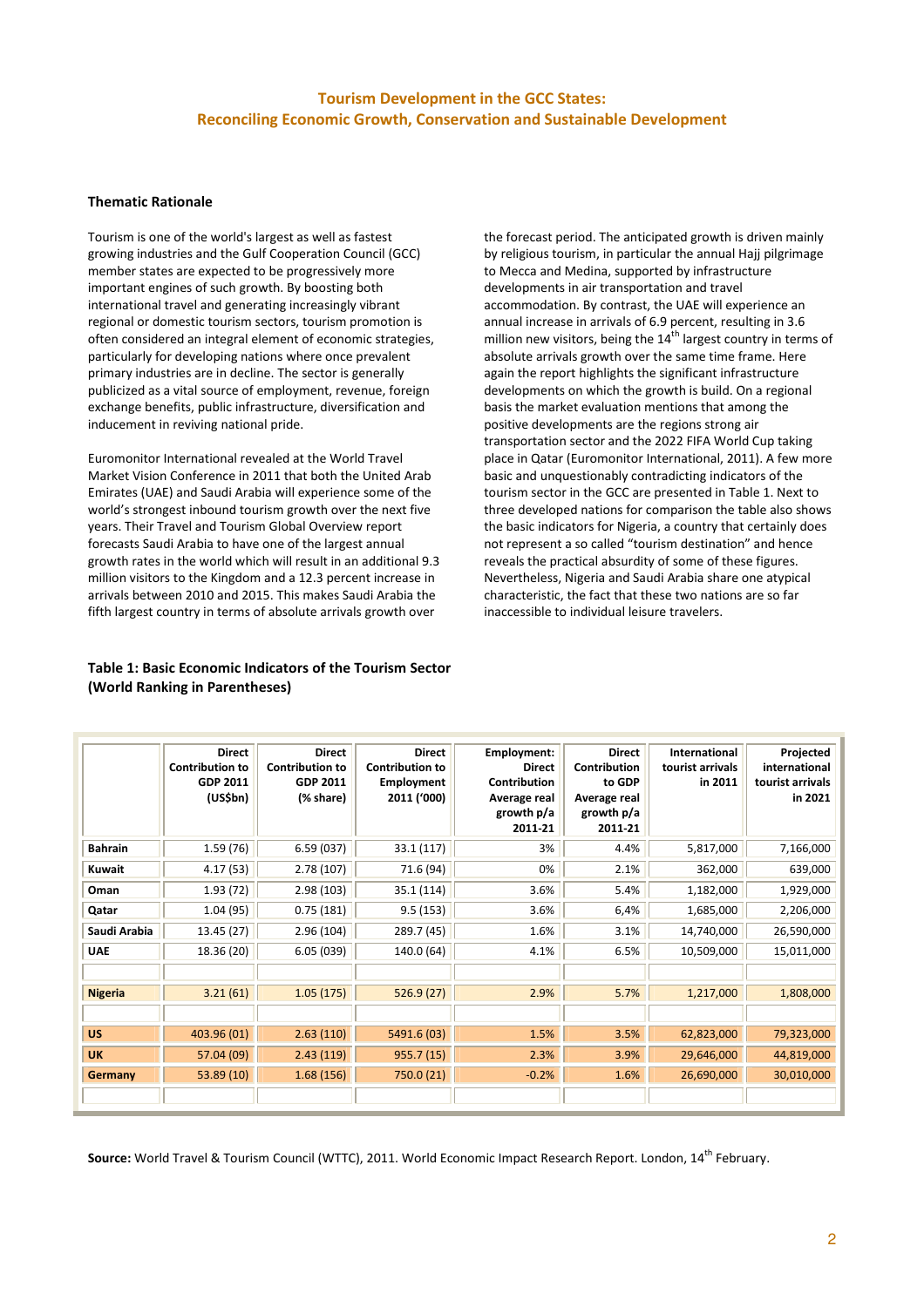## Tourism Development in the GCC States: Reconciling Economic Growth, Conservation and Sustainable Development

### Thematic Rationale

Tourism is one of the world's largest as well as fastest growing industries and the Gulf Cooperation Council (GCC) member states are expected to be progressively more important engines of such growth. By boosting both international travel and generating increasingly vibrant regional or domestic tourism sectors, tourism promotion is often considered an integral element of economic strategies, particularly for developing nations where once prevalent primary industries are in decline. The sector is generally publicized as a vital source of employment, revenue, foreign exchange benefits, public infrastructure, diversification and inducement in reviving national pride.

Euromonitor International revealed at the World Travel Market Vision Conference in 2011 that both the United Arab Emirates (UAE) and Saudi Arabia will experience some of the world's strongest inbound tourism growth over the next five years. Their Travel and Tourism Global Overview report forecasts Saudi Arabia to have one of the largest annual growth rates in the world which will result in an additional 9.3 million visitors to the Kingdom and a 12.3 percent increase in arrivals between 2010 and 2015. This makes Saudi Arabia the fifth largest country in terms of absolute arrivals growth over the forecast period. The anticipated growth is driven mainly by religious tourism, in particular the annual Hajj pilgrimage to Mecca and Medina, supported by infrastructure developments in air transportation and travel accommodation. By contrast, the UAE will experience an annual increase in arrivals of 6.9 percent, resulting in 3.6 million new visitors, being the 14th largest country in terms of absolute arrivals growth over the same time frame. Here again the report highlights the significant infrastructure developments on which the growth is build. On a regional basis the market evaluation mentions that among the positive developments are the regions strong air transportation sector and the 2022 FIFA World Cup taking place in Qatar (Euromonitor International, 2011). A few more basic and unquestionably contradicting indicators of the tourism sector in the GCC are presented in Table 1. Next to three developed nations for comparison the table also shows the basic indicators for Nigeria, a country that certainly does not represent a so called "tourism destination" and hence reveals the practical absurdity of some of these figures. Nevertheless, Nigeria and Saudi Arabia share one atypical characteristic, the fact that these two nations are so far inaccessible to individual leisure travelers.

**Table 1: Basic Economic Indicators of the Tourism Sector (World Ranking in Parentheses)**

| | Direct Contribution to GDP 2011 (US$bn) | Direct Contribution to GDP 2011 (% share) | Direct Contribution to Employment 2011 ('000) | Employment: Direct Contribution Average real growth p/a 2011-21 | Direct Contribution to GDP Average real growth p/a 2011-21 | International tourist arrivals in 2011 | Projected international tourist arrivals in 2021 |
|---|---|---|---|---|---|---|---|
| **Bahrain** | 1.59 (76) | 6.59 (037) | 33.1 (117) | 3% | 4.4% | 5,817,000 | 7,166,000 |
| **Kuwait** | 4.17 (53) | 2.78 (107) | 71.6 (94) | 0% | 2.1% | 362,000 | 639,000 |
| **Oman** | 1.93 (72) | 2.98 (103) | 35.1 (114) | 3.6% | 5.4% | 1,182,000 | 1,929,000 |
| **Qatar** | 1.04 (95) | 0.75 (181) | 9.5 (153) | 3.6% | 6,4% | 1,685,000 | 2,206,000 |
| **Saudi Arabia** | 13.45 (27) | 2.96 (104) | 289.7 (45) | 1.6% | 3.1% | 14,740,000 | 26,590,000 |
| **UAE** | 18.36 (20) | 6.05 (039) | 140.0 (64) | 4.1% | 6.5% | 10,509,000 | 15,011,000 |
| | | | | | | | |
| **Nigeria** | 3.21 (61) | 1.05 (175) | 526.9 (27) | 2.9% | 5.7% | 1,217,000 | 1,808,000 |
| | | | | | | | |
| **US** | 403.96 (01) | 2.63 (110) | 5491.6 (03) | 1.5% | 3.5% | 62,823,000 | 79,323,000 |
| **UK** | 57.04 (09) | 2.43 (119) | 955.7 (15) | 2.3% | 3.9% | 29,646,000 | 44,819,000 |
| **Germany** | 53.89 (10) | 1.68 (156) | 750.0 (21) | -0.2% | 1.6% | 26,690,000 | 30,010,000 |

**Source:** World Travel & Tourism Council (WTTC), 2011. World Economic Impact Research Report. London, 14th February.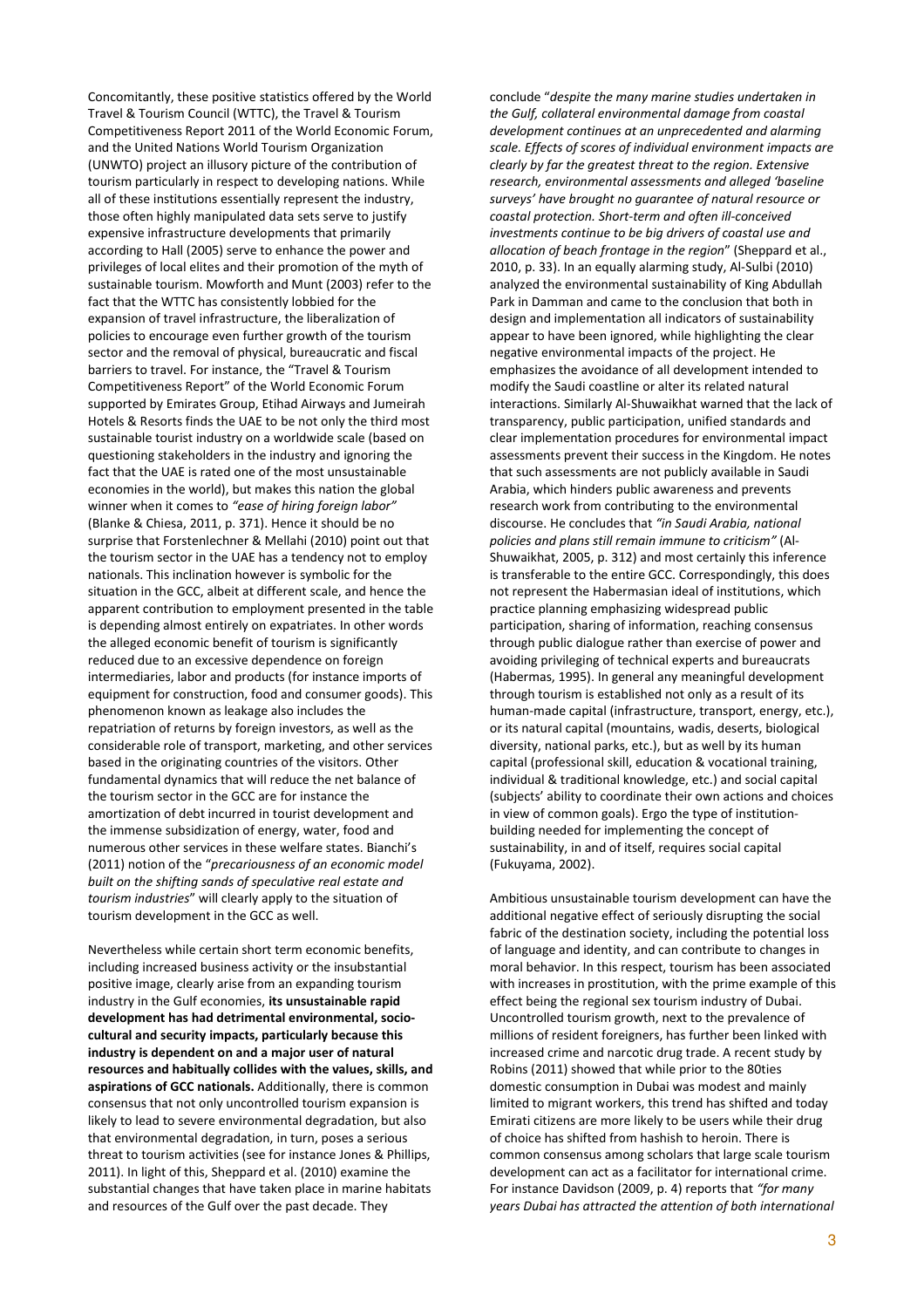Concomitantly, these positive statistics offered by the World Travel & Tourism Council (WTTC), the Travel & Tourism Competitiveness Report 2011 of the World Economic Forum, and the United Nations World Tourism Organization (UNWTO) project an illusory picture of the contribution of tourism particularly in respect to developing nations. While all of these institutions essentially represent the industry, those often highly manipulated data sets serve to justify expensive infrastructure developments that primarily according to Hall (2005) serve to enhance the power and privileges of local elites and their promotion of the myth of sustainable tourism. Mowforth and Munt (2003) refer to the fact that the WTTC has consistently lobbied for the expansion of travel infrastructure, the liberalization of policies to encourage even further growth of the tourism sector and the removal of physical, bureaucratic and fiscal barriers to travel. For instance, the "Travel & Tourism Competitiveness Report" of the World Economic Forum supported by Emirates Group, Etihad Airways and Jumeirah Hotels & Resorts finds the UAE to be not only the third most sustainable tourist industry on a worldwide scale (based on questioning stakeholders in the industry and ignoring the fact that the UAE is rated one of the most unsustainable economies in the world), but makes this nation the global winner when it comes to *"ease of hiring foreign labor"* (Blanke & Chiesa, 2011, p. 371). Hence it should be no surprise that Forstenlechner & Mellahi (2010) point out that the tourism sector in the UAE has a tendency not to employ nationals. This inclination however is symbolic for the situation in the GCC, albeit at different scale, and hence the apparent contribution to employment presented in the table is depending almost entirely on expatriates. In other words the alleged economic benefit of tourism is significantly reduced due to an excessive dependence on foreign intermediaries, labor and products (for instance imports of equipment for construction, food and consumer goods). This phenomenon known as leakage also includes the repatriation of returns by foreign investors, as well as the considerable role of transport, marketing, and other services based in the originating countries of the visitors. Other fundamental dynamics that will reduce the net balance of the tourism sector in the GCC are for instance the amortization of debt incurred in tourist development and the immense subsidization of energy, water, food and numerous other services in these welfare states. Bianchi's (2011) notion of the "*precariousness of an economic model built on the shifting sands of speculative real estate and tourism industries*" will clearly apply to the situation of tourism development in the GCC as well.

Nevertheless while certain short term economic benefits, including increased business activity or the insubstantial positive image, clearly arise from an expanding tourism industry in the Gulf economies, **its unsustainable rapid development has had detrimental environmental, socio-cultural and security impacts, particularly because this industry is dependent on and a major user of natural resources and habitually collides with the values, skills, and aspirations of GCC nationals.** Additionally, there is common consensus that not only uncontrolled tourism expansion is likely to lead to severe environmental degradation, but also that environmental degradation, in turn, poses a serious threat to tourism activities (see for instance Jones & Phillips, 2011). In light of this, Sheppard et al. (2010) examine the substantial changes that have taken place in marine habitats and resources of the Gulf over the past decade. They conclude "*despite the many marine studies undertaken in the Gulf, collateral environmental damage from coastal development continues at an unprecedented and alarming scale. Effects of scores of individual environment impacts are clearly by far the greatest threat to the region. Extensive research, environmental assessments and alleged 'baseline surveys' have brought no guarantee of natural resource or coastal protection. Short-term and often ill-conceived investments continue to be big drivers of coastal use and allocation of beach frontage in the region*" (Sheppard et al., 2010, p. 33). In an equally alarming study, Al-Sulbi (2010) analyzed the environmental sustainability of King Abdullah Park in Damman and came to the conclusion that both in design and implementation all indicators of sustainability appear to have been ignored, while highlighting the clear negative environmental impacts of the project. He emphasizes the avoidance of all development intended to modify the Saudi coastline or alter its related natural interactions. Similarly Al-Shuwaikhat warned that the lack of transparency, public participation, unified standards and clear implementation procedures for environmental impact assessments prevent their success in the Kingdom. He notes that such assessments are not publicly available in Saudi Arabia, which hinders public awareness and prevents research work from contributing to the environmental discourse. He concludes that *"in Saudi Arabia, national policies and plans still remain immune to criticism"* (Al-Shuwaikhat, 2005, p. 312) and most certainly this inference is transferable to the entire GCC. Correspondingly, this does not represent the Habermasian ideal of institutions, which practice planning emphasizing widespread public participation, sharing of information, reaching consensus through public dialogue rather than exercise of power and avoiding privileging of technical experts and bureaucrats (Habermas, 1995). In general any meaningful development through tourism is established not only as a result of its human-made capital (infrastructure, transport, energy, etc.), or its natural capital (mountains, wadis, deserts, biological diversity, national parks, etc.), but as well by its human capital (professional skill, education & vocational training, individual & traditional knowledge, etc.) and social capital (subjects' ability to coordinate their own actions and choices in view of common goals). Ergo the type of institution-building needed for implementing the concept of sustainability, in and of itself, requires social capital (Fukuyama, 2002).

Ambitious unsustainable tourism development can have the additional negative effect of seriously disrupting the social fabric of the destination society, including the potential loss of language and identity, and can contribute to changes in moral behavior. In this respect, tourism has been associated with increases in prostitution, with the prime example of this effect being the regional sex tourism industry of Dubai. Uncontrolled tourism growth, next to the prevalence of millions of resident foreigners, has further been linked with increased crime and narcotic drug trade. A recent study by Robins (2011) showed that while prior to the 80ties domestic consumption in Dubai was modest and mainly limited to migrant workers, this trend has shifted and today Emirati citizens are more likely to be users while their drug of choice has shifted from hashish to heroin. There is common consensus among scholars that large scale tourism development can act as a facilitator for international crime. For instance Davidson (2009, p. 4) reports that *"for many years Dubai has attracted the attention of both international*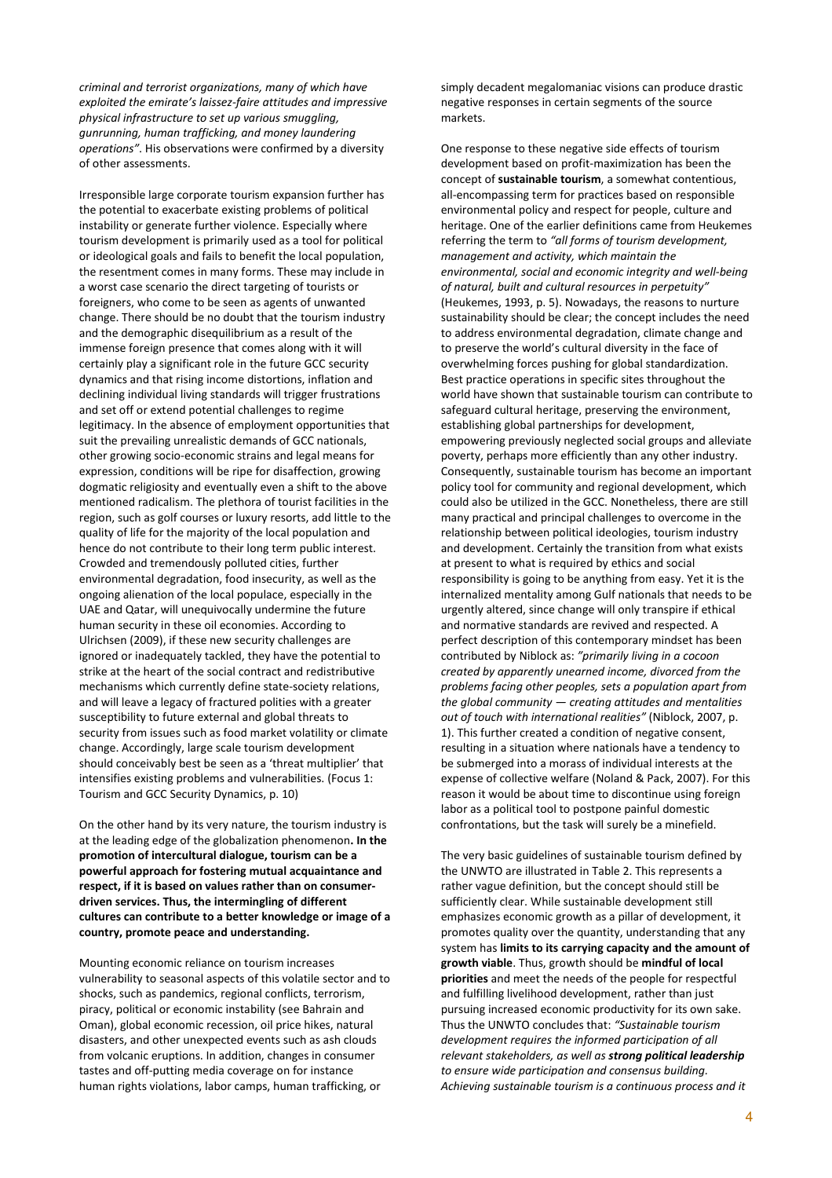*criminal and terrorist organizations, many of which have exploited the emirate's laissez-faire attitudes and impressive physical infrastructure to set up various smuggling, gunrunning, human trafficking, and money laundering operations"*. His observations were confirmed by a diversity of other assessments.

Irresponsible large corporate tourism expansion further has the potential to exacerbate existing problems of political instability or generate further violence. Especially where tourism development is primarily used as a tool for political or ideological goals and fails to benefit the local population, the resentment comes in many forms. These may include in a worst case scenario the direct targeting of tourists or foreigners, who come to be seen as agents of unwanted change. There should be no doubt that the tourism industry and the demographic disequilibrium as a result of the immense foreign presence that comes along with it will certainly play a significant role in the future GCC security dynamics and that rising income distortions, inflation and declining individual living standards will trigger frustrations and set off or extend potential challenges to regime legitimacy. In the absence of employment opportunities that suit the prevailing unrealistic demands of GCC nationals, other growing socio-economic strains and legal means for expression, conditions will be ripe for disaffection, growing dogmatic religiosity and eventually even a shift to the above mentioned radicalism. The plethora of tourist facilities in the region, such as golf courses or luxury resorts, add little to the quality of life for the majority of the local population and hence do not contribute to their long term public interest. Crowded and tremendously polluted cities, further environmental degradation, food insecurity, as well as the ongoing alienation of the local populace, especially in the UAE and Qatar, will unequivocally undermine the future human security in these oil economies. According to Ulrichsen (2009), if these new security challenges are ignored or inadequately tackled, they have the potential to strike at the heart of the social contract and redistributive mechanisms which currently define state-society relations, and will leave a legacy of fractured polities with a greater susceptibility to future external and global threats to security from issues such as food market volatility or climate change. Accordingly, large scale tourism development should conceivably best be seen as a 'threat multiplier' that intensifies existing problems and vulnerabilities. (Focus 1: Tourism and GCC Security Dynamics, p. 10)

On the other hand by its very nature, the tourism industry is at the leading edge of the globalization phenomenon**. In the promotion of intercultural dialogue, tourism can be a powerful approach for fostering mutual acquaintance and respect, if it is based on values rather than on consumer-driven services. Thus, the intermingling of different cultures can contribute to a better knowledge or image of a country, promote peace and understanding.**

Mounting economic reliance on tourism increases vulnerability to seasonal aspects of this volatile sector and to shocks, such as pandemics, regional conflicts, terrorism, piracy, political or economic instability (see Bahrain and Oman), global economic recession, oil price hikes, natural disasters, and other unexpected events such as ash clouds from volcanic eruptions. In addition, changes in consumer tastes and off-putting media coverage on for instance human rights violations, labor camps, human trafficking, or simply decadent megalomaniac visions can produce drastic negative responses in certain segments of the source markets.

One response to these negative side effects of tourism development based on profit-maximization has been the concept of **sustainable tourism**, a somewhat contentious, all-encompassing term for practices based on responsible environmental policy and respect for people, culture and heritage. One of the earlier definitions came from Heukemes referring the term to *"all forms of tourism development, management and activity, which maintain the environmental, social and economic integrity and well-being of natural, built and cultural resources in perpetuity"* (Heukemes, 1993, p. 5). Nowadays, the reasons to nurture sustainability should be clear; the concept includes the need to address environmental degradation, climate change and to preserve the world's cultural diversity in the face of overwhelming forces pushing for global standardization. Best practice operations in specific sites throughout the world have shown that sustainable tourism can contribute to safeguard cultural heritage, preserving the environment, establishing global partnerships for development, empowering previously neglected social groups and alleviate poverty, perhaps more efficiently than any other industry. Consequently, sustainable tourism has become an important policy tool for community and regional development, which could also be utilized in the GCC. Nonetheless, there are still many practical and principal challenges to overcome in the relationship between political ideologies, tourism industry and development. Certainly the transition from what exists at present to what is required by ethics and social responsibility is going to be anything from easy. Yet it is the internalized mentality among Gulf nationals that needs to be urgently altered, since change will only transpire if ethical and normative standards are revived and respected. A perfect description of this contemporary mindset has been contributed by Niblock as: *"primarily living in a cocoon created by apparently unearned income, divorced from the problems facing other peoples, sets a population apart from the global community — creating attitudes and mentalities out of touch with international realities"* (Niblock, 2007, p. 1). This further created a condition of negative consent, resulting in a situation where nationals have a tendency to be submerged into a morass of individual interests at the expense of collective welfare (Noland & Pack, 2007). For this reason it would be about time to discontinue using foreign labor as a political tool to postpone painful domestic confrontations, but the task will surely be a minefield.

The very basic guidelines of sustainable tourism defined by the UNWTO are illustrated in Table 2. This represents a rather vague definition, but the concept should still be sufficiently clear. While sustainable development still emphasizes economic growth as a pillar of development, it promotes quality over the quantity, understanding that any system has **limits to its carrying capacity and the amount of growth viable**. Thus, growth should be **mindful of local priorities** and meet the needs of the people for respectful and fulfilling livelihood development, rather than just pursuing increased economic productivity for its own sake. Thus the UNWTO concludes that: *"Sustainable tourism development requires the informed participation of all relevant stakeholders, as well as* ***strong political leadership*** *to ensure wide participation and consensus building. Achieving sustainable tourism is a continuous process and it*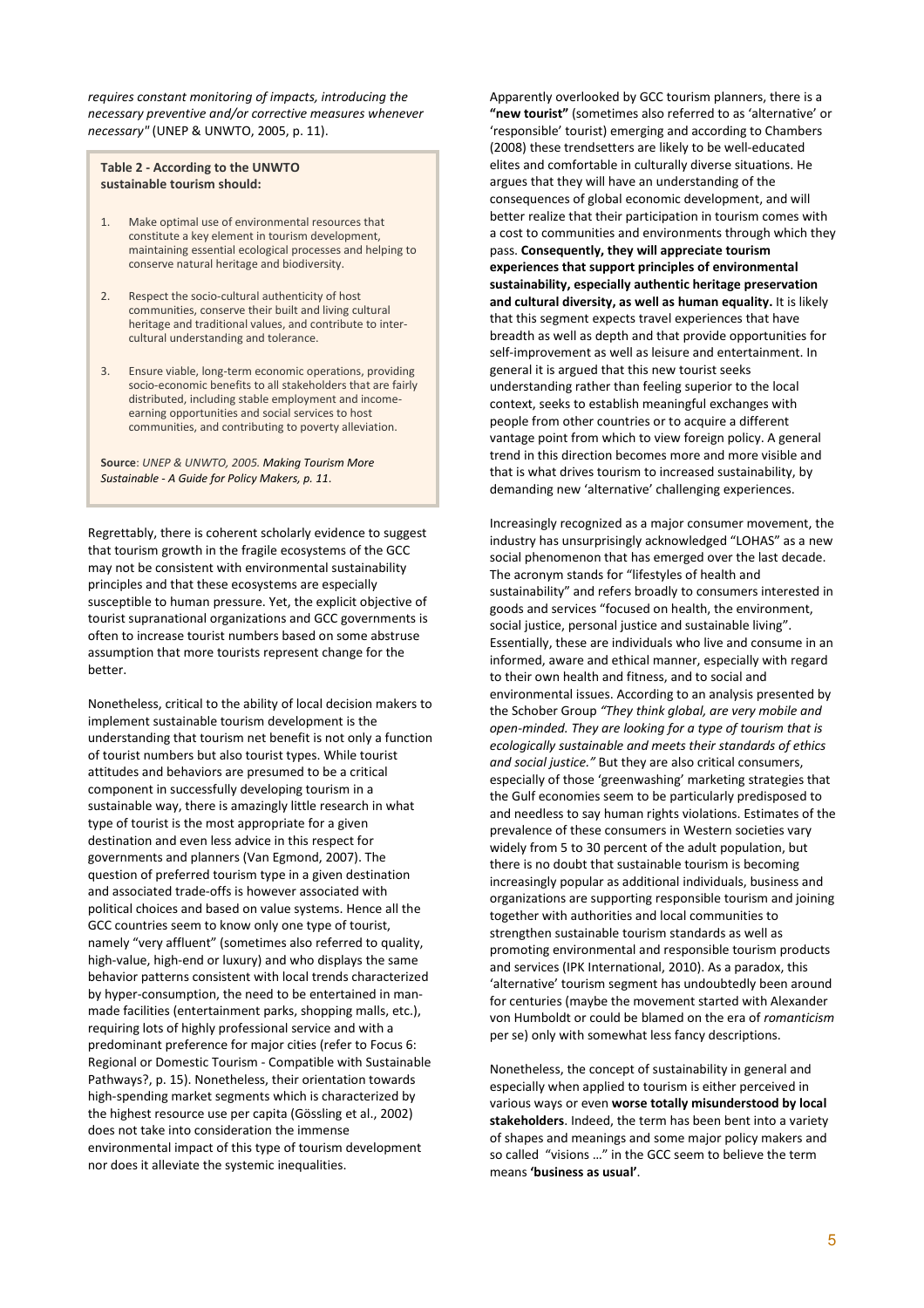*requires constant monitoring of impacts, introducing the necessary preventive and/or corrective measures whenever necessary"* (UNEP & UNWTO, 2005, p. 11).

**Table 2 - According to the UNWTO sustainable tourism should:**

1. Make optimal use of environmental resources that constitute a key element in tourism development, maintaining essential ecological processes and helping to conserve natural heritage and biodiversity.
2. Respect the socio-cultural authenticity of host communities, conserve their built and living cultural heritage and traditional values, and contribute to inter-cultural understanding and tolerance.
3. Ensure viable, long-term economic operations, providing socio-economic benefits to all stakeholders that are fairly distributed, including stable employment and income-earning opportunities and social services to host communities, and contributing to poverty alleviation.

**Source**: *UNEP & UNWTO, 2005. Making Tourism More Sustainable - A Guide for Policy Makers, p. 11.*

Regrettably, there is coherent scholarly evidence to suggest that tourism growth in the fragile ecosystems of the GCC may not be consistent with environmental sustainability principles and that these ecosystems are especially susceptible to human pressure. Yet, the explicit objective of tourist supranational organizations and GCC governments is often to increase tourist numbers based on some abstruse assumption that more tourists represent change for the better.

Nonetheless, critical to the ability of local decision makers to implement sustainable tourism development is the understanding that tourism net benefit is not only a function of tourist numbers but also tourist types. While tourist attitudes and behaviors are presumed to be a critical component in successfully developing tourism in a sustainable way, there is amazingly little research in what type of tourist is the most appropriate for a given destination and even less advice in this respect for governments and planners (Van Egmond, 2007). The question of preferred tourism type in a given destination and associated trade-offs is however associated with political choices and based on value systems. Hence all the GCC countries seem to know only one type of tourist, namely "very affluent" (sometimes also referred to quality, high-value, high-end or luxury) and who displays the same behavior patterns consistent with local trends characterized by hyper-consumption, the need to be entertained in man-made facilities (entertainment parks, shopping malls, etc.), requiring lots of highly professional service and with a predominant preference for major cities (refer to Focus 6: Regional or Domestic Tourism - Compatible with Sustainable Pathways?, p. 15). Nonetheless, their orientation towards high-spending market segments which is characterized by the highest resource use per capita (Gössling et al., 2002) does not take into consideration the immense environmental impact of this type of tourism development nor does it alleviate the systemic inequalities.

Apparently overlooked by GCC tourism planners, there is a **"new tourist"** (sometimes also referred to as 'alternative' or 'responsible' tourist) emerging and according to Chambers (2008) these trendsetters are likely to be well-educated elites and comfortable in culturally diverse situations. He argues that they will have an understanding of the consequences of global economic development, and will better realize that their participation in tourism comes with a cost to communities and environments through which they pass. **Consequently, they will appreciate tourism experiences that support principles of environmental sustainability, especially authentic heritage preservation and cultural diversity, as well as human equality.** It is likely that this segment expects travel experiences that have breadth as well as depth and that provide opportunities for self-improvement as well as leisure and entertainment. In general it is argued that this new tourist seeks understanding rather than feeling superior to the local context, seeks to establish meaningful exchanges with people from other countries or to acquire a different vantage point from which to view foreign policy. A general trend in this direction becomes more and more visible and that is what drives tourism to increased sustainability, by demanding new 'alternative' challenging experiences.

Increasingly recognized as a major consumer movement, the industry has unsurprisingly acknowledged "LOHAS" as a new social phenomenon that has emerged over the last decade. The acronym stands for "lifestyles of health and sustainability" and refers broadly to consumers interested in goods and services "focused on health, the environment, social justice, personal justice and sustainable living". Essentially, these are individuals who live and consume in an informed, aware and ethical manner, especially with regard to their own health and fitness, and to social and environmental issues. According to an analysis presented by the Schober Group *"They think global, are very mobile and open-minded. They are looking for a type of tourism that is ecologically sustainable and meets their standards of ethics and social justice."* But they are also critical consumers, especially of those 'greenwashing' marketing strategies that the Gulf economies seem to be particularly predisposed to and needless to say human rights violations. Estimates of the prevalence of these consumers in Western societies vary widely from 5 to 30 percent of the adult population, but there is no doubt that sustainable tourism is becoming increasingly popular as additional individuals, business and organizations are supporting responsible tourism and joining together with authorities and local communities to strengthen sustainable tourism standards as well as promoting environmental and responsible tourism products and services (IPK International, 2010). As a paradox, this 'alternative' tourism segment has undoubtedly been around for centuries (maybe the movement started with Alexander von Humboldt or could be blamed on the era of *romanticism* per se) only with somewhat less fancy descriptions.

Nonetheless, the concept of sustainability in general and especially when applied to tourism is either perceived in various ways or even **worse totally misunderstood by local stakeholders**. Indeed, the term has been bent into a variety of shapes and meanings and some major policy makers and so called "visions …" in the GCC seem to believe the term means **'business as usual'**.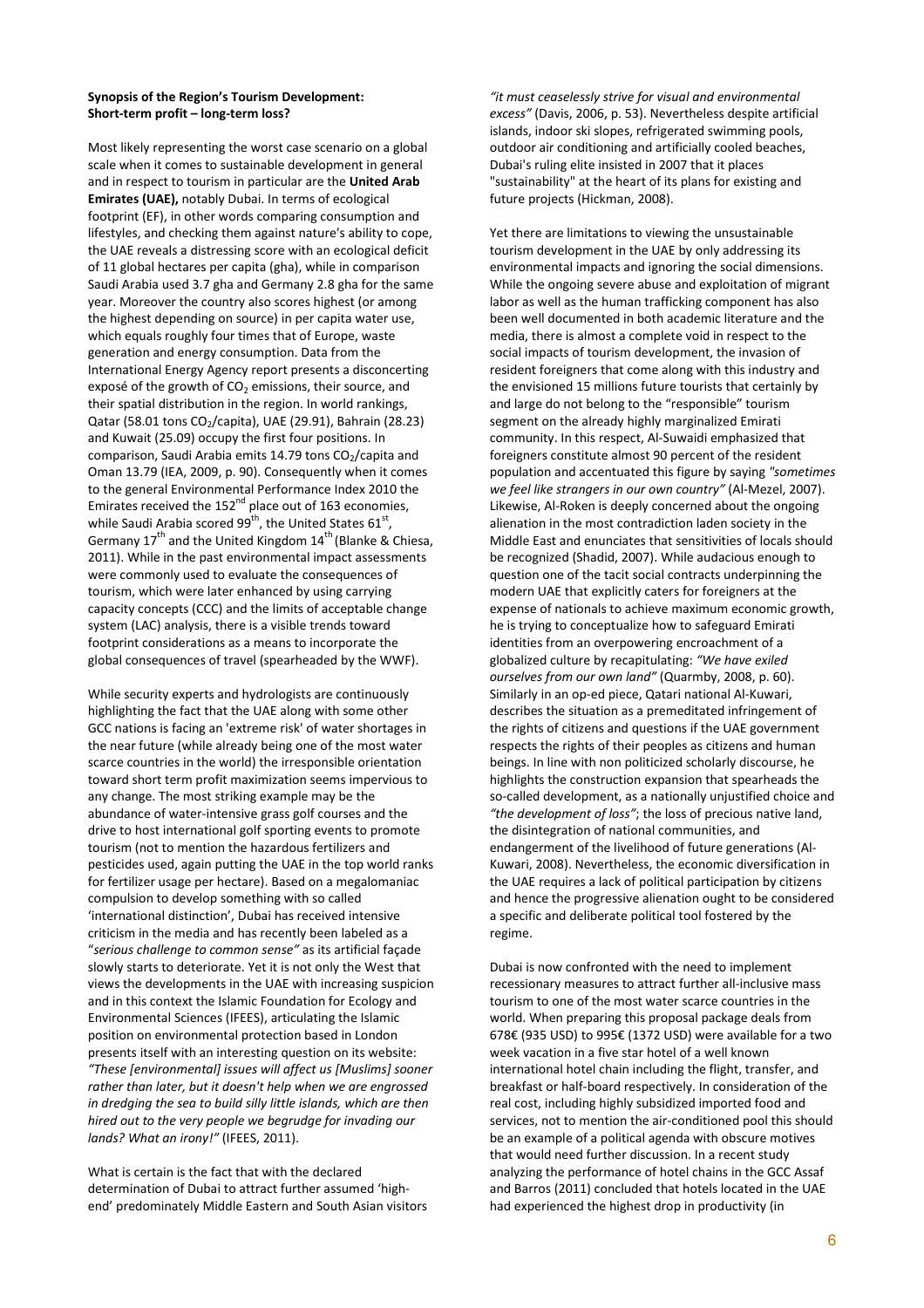**Synopsis of the Region's Tourism Development: Short-term profit – long-term loss?**

Most likely representing the worst case scenario on a global scale when it comes to sustainable development in general and in respect to tourism in particular are the **United Arab Emirates (UAE),** notably Dubai. In terms of ecological footprint (EF), in other words comparing consumption and lifestyles, and checking them against nature's ability to cope, the UAE reveals a distressing score with an ecological deficit of 11 global hectares per capita (gha), while in comparison Saudi Arabia used 3.7 gha and Germany 2.8 gha for the same year. Moreover the country also scores highest (or among the highest depending on source) in per capita water use, which equals roughly four times that of Europe, waste generation and energy consumption. Data from the International Energy Agency report presents a disconcerting exposé of the growth of $CO_2$ emissions, their source, and their spatial distribution in the region. In world rankings, Qatar (58.01 tons $CO_2$/capita), UAE (29.91), Bahrain (28.23) and Kuwait (25.09) occupy the first four positions. In comparison, Saudi Arabia emits 14.79 tons $CO_2$/capita and Oman 13.79 (IEA, 2009, p. 90). Consequently when it comes to the general Environmental Performance Index 2010 the Emirates received the 152nd place out of 163 economies, while Saudi Arabia scored 99th, the United States 61st, Germany 17th and the United Kingdom 14th (Blanke & Chiesa, 2011). While in the past environmental impact assessments were commonly used to evaluate the consequences of tourism, which were later enhanced by using carrying capacity concepts (CCC) and the limits of acceptable change system (LAC) analysis, there is a visible trends toward footprint considerations as a means to incorporate the global consequences of travel (spearheaded by the WWF).

While security experts and hydrologists are continuously highlighting the fact that the UAE along with some other GCC nations is facing an 'extreme risk' of water shortages in the near future (while already being one of the most water scarce countries in the world) the irresponsible orientation toward short term profit maximization seems impervious to any change. The most striking example may be the abundance of water-intensive grass golf courses and the drive to host international golf sporting events to promote tourism (not to mention the hazardous fertilizers and pesticides used, again putting the UAE in the top world ranks for fertilizer usage per hectare). Based on a megalomaniac compulsion to develop something with so called 'international distinction', Dubai has received intensive criticism in the media and has recently been labeled as a "*serious challenge to common sense"* as its artificial façade slowly starts to deteriorate. Yet it is not only the West that views the developments in the UAE with increasing suspicion and in this context the Islamic Foundation for Ecology and Environmental Sciences (IFEES), articulating the Islamic position on environmental protection based in London presents itself with an interesting question on its website: *"These [environmental] issues will affect us [Muslims] sooner rather than later, but it doesn't help when we are engrossed in dredging the sea to build silly little islands, which are then hired out to the very people we begrudge for invading our lands? What an irony!"* (IFEES, 2011).

What is certain is the fact that with the declared determination of Dubai to attract further assumed 'high-end' predominately Middle Eastern and South Asian visitors *"it must ceaselessly strive for visual and environmental excess"* (Davis, 2006, p. 53). Nevertheless despite artificial islands, indoor ski slopes, refrigerated swimming pools, outdoor air conditioning and artificially cooled beaches, Dubai's ruling elite insisted in 2007 that it places "sustainability" at the heart of its plans for existing and future projects (Hickman, 2008).

Yet there are limitations to viewing the unsustainable tourism development in the UAE by only addressing its environmental impacts and ignoring the social dimensions. While the ongoing severe abuse and exploitation of migrant labor as well as the human trafficking component has also been well documented in both academic literature and the media, there is almost a complete void in respect to the social impacts of tourism development, the invasion of resident foreigners that come along with this industry and the envisioned 15 millions future tourists that certainly by and large do not belong to the "responsible" tourism segment on the already highly marginalized Emirati community. In this respect, Al-Suwaidi emphasized that foreigners constitute almost 90 percent of the resident population and accentuated this figure by saying *"sometimes we feel like strangers in our own country"* (Al-Mezel, 2007). Likewise, Al-Roken is deeply concerned about the ongoing alienation in the most contradiction laden society in the Middle East and enunciates that sensitivities of locals should be recognized (Shadid, 2007). While audacious enough to question one of the tacit social contracts underpinning the modern UAE that explicitly caters for foreigners at the expense of nationals to achieve maximum economic growth, he is trying to conceptualize how to safeguard Emirati identities from an overpowering encroachment of a globalized culture by recapitulating: *"We have exiled ourselves from our own land"* (Quarmby, 2008, p. 60). Similarly in an op-ed piece, Qatari national Al-Kuwari, describes the situation as a premeditated infringement of the rights of citizens and questions if the UAE government respects the rights of their peoples as citizens and human beings. In line with non politicized scholarly discourse, he highlights the construction expansion that spearheads the so-called development, as a nationally unjustified choice and *"the development of loss"*; the loss of precious native land, the disintegration of national communities, and endangerment of the livelihood of future generations (Al-Kuwari, 2008). Nevertheless, the economic diversification in the UAE requires a lack of political participation by citizens and hence the progressive alienation ought to be considered a specific and deliberate political tool fostered by the regime.

Dubai is now confronted with the need to implement recessionary measures to attract further all-inclusive mass tourism to one of the most water scarce countries in the world. When preparing this proposal package deals from 678€ (935 USD) to 995€ (1372 USD) were available for a two week vacation in a five star hotel of a well known international hotel chain including the flight, transfer, and breakfast or half-board respectively. In consideration of the real cost, including highly subsidized imported food and services, not to mention the air-conditioned pool this should be an example of a political agenda with obscure motives that would need further discussion. In a recent study analyzing the performance of hotel chains in the GCC Assaf and Barros (2011) concluded that hotels located in the UAE had experienced the highest drop in productivity (in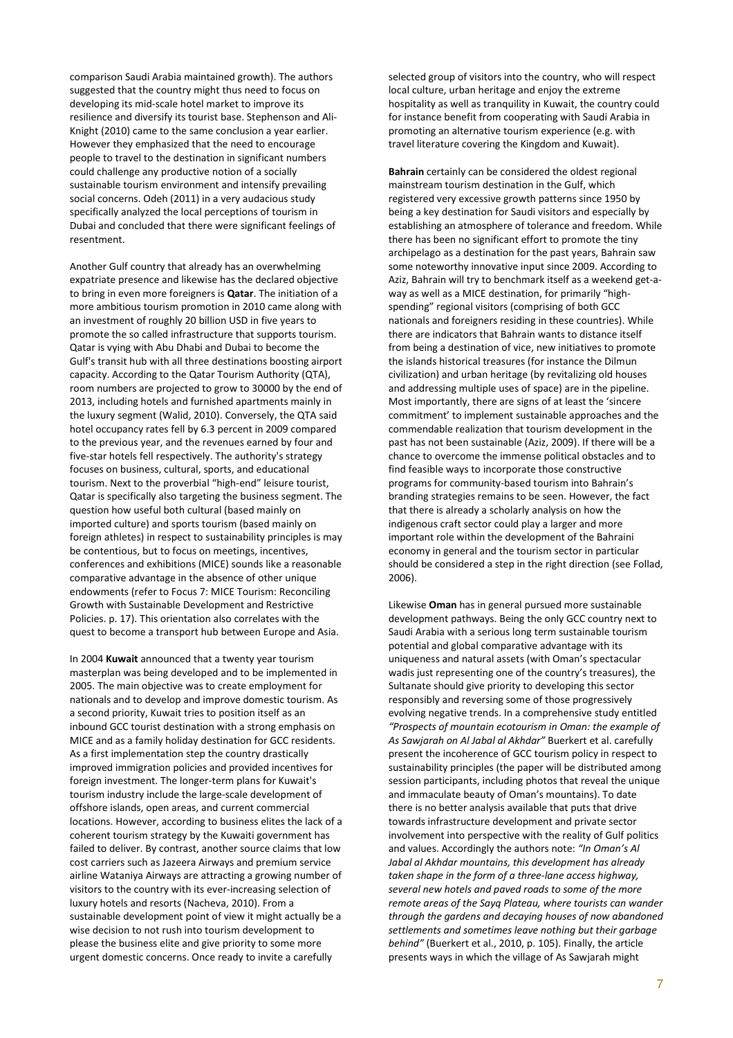comparison Saudi Arabia maintained growth). The authors suggested that the country might thus need to focus on developing its mid-scale hotel market to improve its resilience and diversify its tourist base. Stephenson and Ali-Knight (2010) came to the same conclusion a year earlier. However they emphasized that the need to encourage people to travel to the destination in significant numbers could challenge any productive notion of a socially sustainable tourism environment and intensify prevailing social concerns. Odeh (2011) in a very audacious study specifically analyzed the local perceptions of tourism in Dubai and concluded that there were significant feelings of resentment.

Another Gulf country that already has an overwhelming expatriate presence and likewise has the declared objective to bring in even more foreigners is **Qatar**. The initiation of a more ambitious tourism promotion in 2010 came along with an investment of roughly 20 billion USD in five years to promote the so called infrastructure that supports tourism. Qatar is vying with Abu Dhabi and Dubai to become the Gulf's transit hub with all three destinations boosting airport capacity. According to the Qatar Tourism Authority (QTA), room numbers are projected to grow to 30000 by the end of 2013, including hotels and furnished apartments mainly in the luxury segment (Walid, 2010). Conversely, the QTA said hotel occupancy rates fell by 6.3 percent in 2009 compared to the previous year, and the revenues earned by four and five-star hotels fell respectively. The authority's strategy focuses on business, cultural, sports, and educational tourism. Next to the proverbial "high-end" leisure tourist, Qatar is specifically also targeting the business segment. The question how useful both cultural (based mainly on imported culture) and sports tourism (based mainly on foreign athletes) in respect to sustainability principles is may be contentious, but to focus on meetings, incentives, conferences and exhibitions (MICE) sounds like a reasonable comparative advantage in the absence of other unique endowments (refer to Focus 7: MICE Tourism: Reconciling Growth with Sustainable Development and Restrictive Policies. p. 17). This orientation also correlates with the quest to become a transport hub between Europe and Asia.

In 2004 **Kuwait** announced that a twenty year tourism masterplan was being developed and to be implemented in 2005. The main objective was to create employment for nationals and to develop and improve domestic tourism. As a second priority, Kuwait tries to position itself as an inbound GCC tourist destination with a strong emphasis on MICE and as a family holiday destination for GCC residents. As a first implementation step the country drastically improved immigration policies and provided incentives for foreign investment. The longer-term plans for Kuwait's tourism industry include the large-scale development of offshore islands, open areas, and current commercial locations. However, according to business elites the lack of a coherent tourism strategy by the Kuwaiti government has failed to deliver. By contrast, another source claims that low cost carriers such as Jazeera Airways and premium service airline Wataniya Airways are attracting a growing number of visitors to the country with its ever-increasing selection of luxury hotels and resorts (Nacheva, 2010). From a sustainable development point of view it might actually be a wise decision to not rush into tourism development to please the business elite and give priority to some more urgent domestic concerns. Once ready to invite a carefully selected group of visitors into the country, who will respect local culture, urban heritage and enjoy the extreme hospitality as well as tranquility in Kuwait, the country could for instance benefit from cooperating with Saudi Arabia in promoting an alternative tourism experience (e.g. with travel literature covering the Kingdom and Kuwait).

**Bahrain** certainly can be considered the oldest regional mainstream tourism destination in the Gulf, which registered very excessive growth patterns since 1950 by being a key destination for Saudi visitors and especially by establishing an atmosphere of tolerance and freedom. While there has been no significant effort to promote the tiny archipelago as a destination for the past years, Bahrain saw some noteworthy innovative input since 2009. According to Aziz, Bahrain will try to benchmark itself as a weekend get-a-way as well as a MICE destination, for primarily "high-spending" regional visitors (comprising of both GCC nationals and foreigners residing in these countries). While there are indicators that Bahrain wants to distance itself from being a destination of vice, new initiatives to promote the islands historical treasures (for instance the Dilmun civilization) and urban heritage (by revitalizing old houses and addressing multiple uses of space) are in the pipeline. Most importantly, there are signs of at least the 'sincere commitment' to implement sustainable approaches and the commendable realization that tourism development in the past has not been sustainable (Aziz, 2009). If there will be a chance to overcome the immense political obstacles and to find feasible ways to incorporate those constructive programs for community-based tourism into Bahrain's branding strategies remains to be seen. However, the fact that there is already a scholarly analysis on how the indigenous craft sector could play a larger and more important role within the development of the Bahraini economy in general and the tourism sector in particular should be considered a step in the right direction (see Follad, 2006).

Likewise **Oman** has in general pursued more sustainable development pathways. Being the only GCC country next to Saudi Arabia with a serious long term sustainable tourism potential and global comparative advantage with its uniqueness and natural assets (with Oman's spectacular wadis just representing one of the country's treasures), the Sultanate should give priority to developing this sector responsibly and reversing some of those progressively evolving negative trends. In a comprehensive study entitled *"Prospects of mountain ecotourism in Oman: the example of As Sawjarah on Al Jabal al Akhdar"* Buerkert et al. carefully present the incoherence of GCC tourism policy in respect to sustainability principles (the paper will be distributed among session participants, including photos that reveal the unique and immaculate beauty of Oman's mountains). To date there is no better analysis available that puts that drive towards infrastructure development and private sector involvement into perspective with the reality of Gulf politics and values. Accordingly the authors note: *"In Oman's Al Jabal al Akhdar mountains, this development has already taken shape in the form of a three-lane access highway, several new hotels and paved roads to some of the more remote areas of the Sayq Plateau, where tourists can wander through the gardens and decaying houses of now abandoned settlements and sometimes leave nothing but their garbage behind"* (Buerkert et al., 2010, p. 105). Finally, the article presents ways in which the village of As Sawjarah might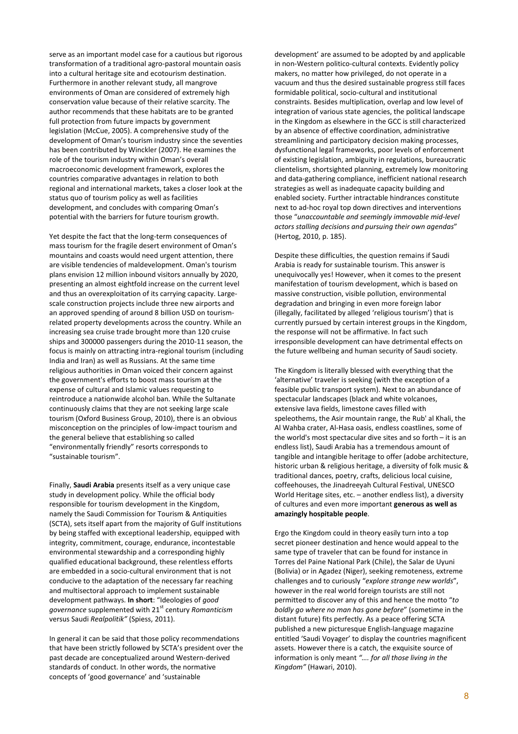serve as an important model case for a cautious but rigorous transformation of a traditional agro-pastoral mountain oasis into a cultural heritage site and ecotourism destination. Furthermore in another relevant study, all mangrove environments of Oman are considered of extremely high conservation value because of their relative scarcity. The author recommends that these habitats are to be granted full protection from future impacts by government legislation (McCue, 2005). A comprehensive study of the development of Oman's tourism industry since the seventies has been contributed by Winckler (2007). He examines the role of the tourism industry within Oman's overall macroeconomic development framework, explores the countries comparative advantages in relation to both regional and international markets, takes a closer look at the status quo of tourism policy as well as facilities development, and concludes with comparing Oman's potential with the barriers for future tourism growth.

Yet despite the fact that the long-term consequences of mass tourism for the fragile desert environment of Oman's mountains and coasts would need urgent attention, there are visible tendencies of maldevelopment. Oman's tourism plans envision 12 million inbound visitors annually by 2020, presenting an almost eightfold increase on the current level and thus an overexploitation of its carrying capacity. Large-scale construction projects include three new airports and an approved spending of around 8 billion USD on tourism-related property developments across the country. While an increasing sea cruise trade brought more than 120 cruise ships and 300000 passengers during the 2010-11 season, the focus is mainly on attracting intra-regional tourism (including India and Iran) as well as Russians. At the same time religious authorities in Oman voiced their concern against the government's efforts to boost mass tourism at the expense of cultural and Islamic values requesting to reintroduce a nationwide alcohol ban. While the Sultanate continuously claims that they are not seeking large scale tourism (Oxford Business Group, 2010), there is an obvious misconception on the principles of low-impact tourism and the general believe that establishing so called "environmentally friendly" resorts corresponds to "sustainable tourism".

Finally, **Saudi Arabia** presents itself as a very unique case study in development policy. While the official body responsible for tourism development in the Kingdom, namely the Saudi Commission for Tourism & Antiquities (SCTA), sets itself apart from the majority of Gulf institutions by being staffed with exceptional leadership, equipped with integrity, commitment, courage, endurance, incontestable environmental stewardship and a corresponding highly qualified educational background, these relentless efforts are embedded in a socio-cultural environment that is not conducive to the adaptation of the necessary far reaching and multisectoral approach to implement sustainable development pathways. **In short**: "Ideologies of *good governance* supplemented with 21st century *Romanticism* versus Saudi *Realpolitik"* (Spiess, 2011).

In general it can be said that those policy recommendations that have been strictly followed by SCTA's president over the past decade are conceptualized around Western-derived standards of conduct. In other words, the normative concepts of 'good governance' and 'sustainable development' are assumed to be adopted by and applicable in non-Western politico-cultural contexts. Evidently policy makers, no matter how privileged, do not operate in a vacuum and thus the desired sustainable progress still faces formidable political, socio-cultural and institutional constraints. Besides multiplication, overlap and low level of integration of various state agencies, the political landscape in the Kingdom as elsewhere in the GCC is still characterized by an absence of effective coordination, administrative streamlining and participatory decision making processes, dysfunctional legal frameworks, poor levels of enforcement of existing legislation, ambiguity in regulations, bureaucratic clientelism, shortsighted planning, extremely low monitoring and data-gathering compliance, inefficient national research strategies as well as inadequate capacity building and enabled society. Further intractable hindrances constitute next to ad-hoc royal top down directives and interventions those "*unaccountable and seemingly immovable mid-level actors stalling decisions and pursuing their own agendas*" (Hertog, 2010, p. 185).

Despite these difficulties, the question remains if Saudi Arabia is ready for sustainable tourism. This answer is unequivocally yes! However, when it comes to the present manifestation of tourism development, which is based on massive construction, visible pollution, environmental degradation and bringing in even more foreign labor (illegally, facilitated by alleged 'religious tourism') that is currently pursued by certain interest groups in the Kingdom, the response will not be affirmative. In fact such irresponsible development can have detrimental effects on the future wellbeing and human security of Saudi society.

The Kingdom is literally blessed with everything that the 'alternative' traveler is seeking (with the exception of a feasible public transport system). Next to an abundance of spectacular landscapes (black and white volcanoes, extensive lava fields, limestone caves filled with speleothems, the Asir mountain range, the Rub' al Khali, the Al Wahba crater, Al-Hasa oasis, endless coastlines, some of the world's most spectacular dive sites and so forth – it is an endless list), Saudi Arabia has a tremendous amount of tangible and intangible heritage to offer (adobe architecture, historic urban & religious heritage, a diversity of folk music & traditional dances, poetry, crafts, delicious local cuisine, coffeehouses, the Jinadreeyah Cultural Festival, UNESCO World Heritage sites, etc. – another endless list), a diversity of cultures and even more important **generous as well as amazingly hospitable people**.

Ergo the Kingdom could in theory easily turn into a top secret pioneer destination and hence would appeal to the same type of traveler that can be found for instance in Torres del Paine National Park (Chile), the Salar de Uyuni (Bolivia) or in Agadez (Niger), seeking remoteness, extreme challenges and to curiously "*explore strange new worlds*", however in the real world foreign tourists are still not permitted to discover any of this and hence the motto "*to boldly go where no man has gone before*" (sometime in the distant future) fits perfectly. As a peace offering SCTA published a new picturesque English-language magazine entitled 'Saudi Voyager' to display the countries magnificent assets. However there is a catch, the exquisite source of information is only meant *".... for all those living in the Kingdom"* (Hawari, 2010).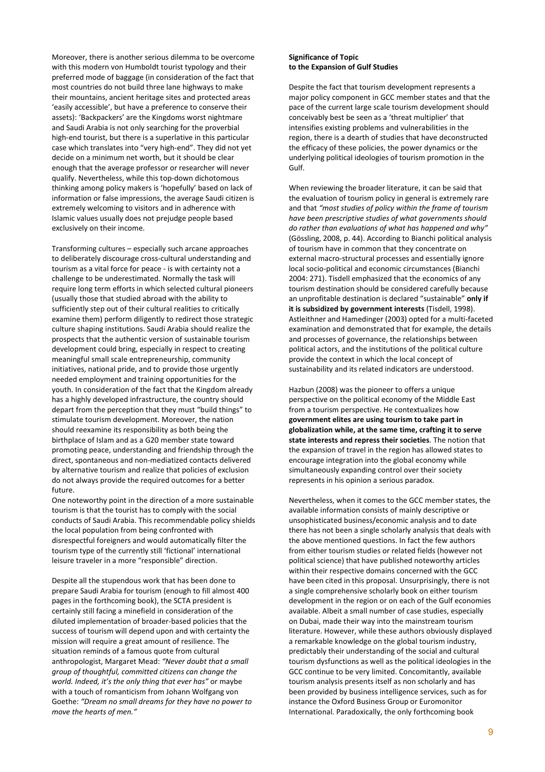Moreover, there is another serious dilemma to be overcome with this modern von Humboldt tourist typology and their preferred mode of baggage (in consideration of the fact that most countries do not build three lane highways to make their mountains, ancient heritage sites and protected areas 'easily accessible', but have a preference to conserve their assets): 'Backpackers' are the Kingdoms worst nightmare and Saudi Arabia is not only searching for the proverbial high-end tourist, but there is a superlative in this particular case which translates into "very high-end". They did not yet decide on a minimum net worth, but it should be clear enough that the average professor or researcher will never qualify. Nevertheless, while this top-down dichotomous thinking among policy makers is 'hopefully' based on lack of information or false impressions, the average Saudi citizen is extremely welcoming to visitors and in adherence with Islamic values usually does not prejudge people based exclusively on their income.

Transforming cultures – especially such arcane approaches to deliberately discourage cross-cultural understanding and tourism as a vital force for peace - is with certainty not a challenge to be underestimated. Normally the task will require long term efforts in which selected cultural pioneers (usually those that studied abroad with the ability to sufficiently step out of their cultural realities to critically examine them) perform diligently to redirect those strategic culture shaping institutions. Saudi Arabia should realize the prospects that the authentic version of sustainable tourism development could bring, especially in respect to creating meaningful small scale entrepreneurship, community initiatives, national pride, and to provide those urgently needed employment and training opportunities for the youth. In consideration of the fact that the Kingdom already has a highly developed infrastructure, the country should depart from the perception that they must "build things" to stimulate tourism development. Moreover, the nation should reexamine its responsibility as both being the birthplace of Islam and as a G20 member state toward promoting peace, understanding and friendship through the direct, spontaneous and non-mediatized contacts delivered by alternative tourism and realize that policies of exclusion do not always provide the required outcomes for a better future.

One noteworthy point in the direction of a more sustainable tourism is that the tourist has to comply with the social conducts of Saudi Arabia. This recommendable policy shields the local population from being confronted with disrespectful foreigners and would automatically filter the tourism type of the currently still 'fictional' international leisure traveler in a more "responsible" direction.

Despite all the stupendous work that has been done to prepare Saudi Arabia for tourism (enough to fill almost 400 pages in the forthcoming book), the SCTA president is certainly still facing a minefield in consideration of the diluted implementation of broader-based policies that the success of tourism will depend upon and with certainty the mission will require a great amount of resilience. The situation reminds of a famous quote from cultural anthropologist, Margaret Mead: *"Never doubt that a small group of thoughtful, committed citizens can change the world. Indeed, it's the only thing that ever has"* or maybe with a touch of romanticism from Johann Wolfgang von Goethe: *"Dream no small dreams for they have no power to move the hearts of men."*

**Significance of Topic to the Expansion of Gulf Studies**

Despite the fact that tourism development represents a major policy component in GCC member states and that the pace of the current large scale tourism development should conceivably best be seen as a 'threat multiplier' that intensifies existing problems and vulnerabilities in the region, there is a dearth of studies that have deconstructed the efficacy of these policies, the power dynamics or the underlying political ideologies of tourism promotion in the Gulf.

When reviewing the broader literature, it can be said that the evaluation of tourism policy in general is extremely rare and that *"most studies of policy within the frame of tourism have been prescriptive studies of what governments should do rather than evaluations of what has happened and why"* (Gössling, 2008, p. 44). According to Bianchi political analysis of tourism have in common that they concentrate on external macro-structural processes and essentially ignore local socio-political and economic circumstances (Bianchi 2004: 271). Tisdell emphasized that the economics of any tourism destination should be considered carefully because an unprofitable destination is declared "sustainable" **only if it is subsidized by government interests** (Tisdell, 1998). Astleithner and Hamedinger (2003) opted for a multi-faceted examination and demonstrated that for example, the details and processes of governance, the relationships between political actors, and the institutions of the political culture provide the context in which the local concept of sustainability and its related indicators are understood.

Hazbun (2008) was the pioneer to offers a unique perspective on the political economy of the Middle East from a tourism perspective. He contextualizes how **government elites are using tourism to take part in globalization while, at the same time, crafting it to serve state interests and repress their societies**. The notion that the expansion of travel in the region has allowed states to encourage integration into the global economy while simultaneously expanding control over their society represents in his opinion a serious paradox.

Nevertheless, when it comes to the GCC member states, the available information consists of mainly descriptive or unsophisticated business/economic analysis and to date there has not been a single scholarly analysis that deals with the above mentioned questions. In fact the few authors from either tourism studies or related fields (however not political science) that have published noteworthy articles within their respective domains concerned with the GCC have been cited in this proposal. Unsurprisingly, there is not a single comprehensive scholarly book on either tourism development in the region or on each of the Gulf economies available. Albeit a small number of case studies, especially on Dubai, made their way into the mainstream tourism literature. However, while these authors obviously displayed a remarkable knowledge on the global tourism industry, predictably their understanding of the social and cultural tourism dysfunctions as well as the political ideologies in the GCC continue to be very limited. Concomitantly, available tourism analysis presents itself as non scholarly and has been provided by business intelligence services, such as for instance the Oxford Business Group or Euromonitor International. Paradoxically, the only forthcoming book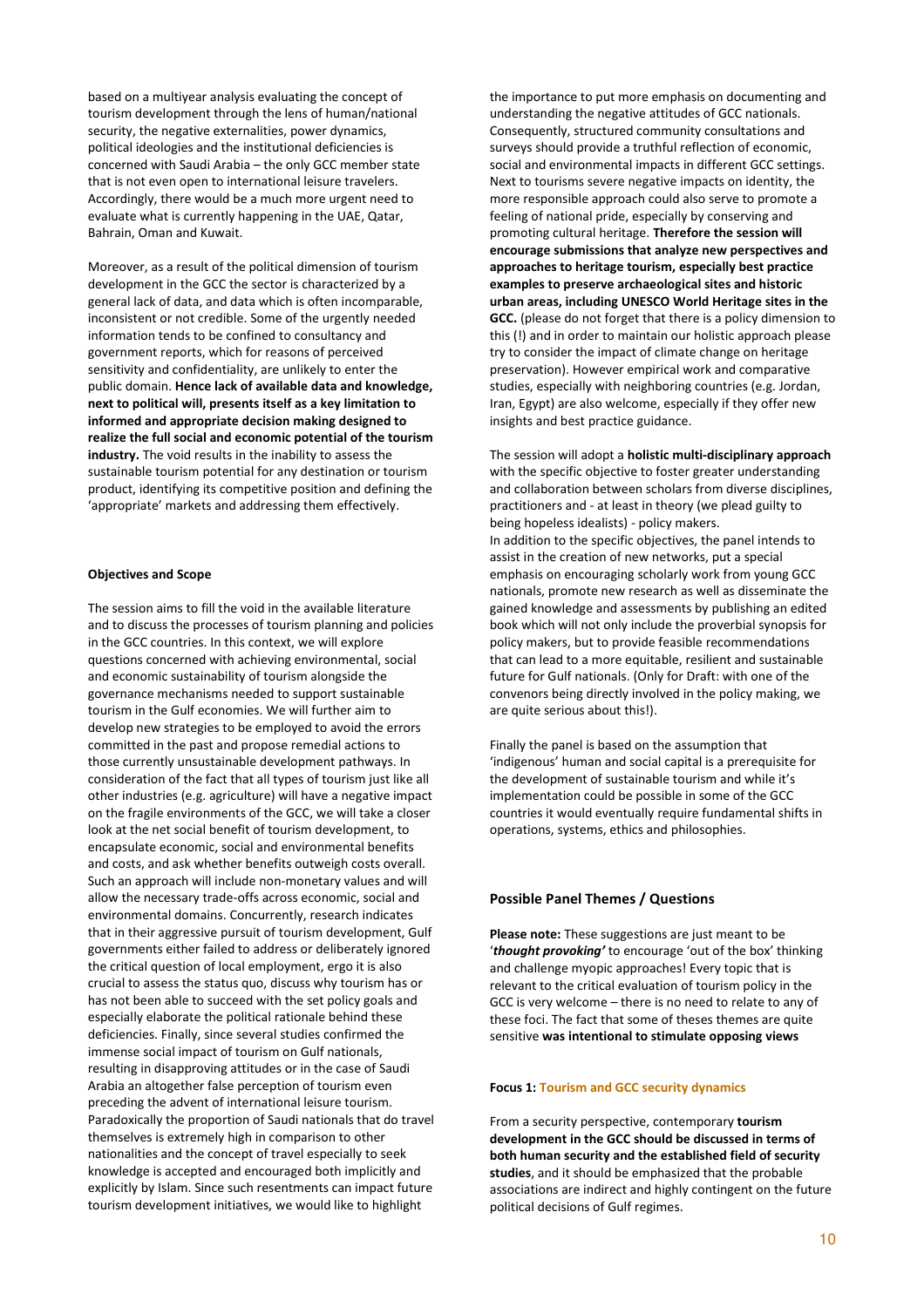based on a multiyear analysis evaluating the concept of tourism development through the lens of human/national security, the negative externalities, power dynamics, political ideologies and the institutional deficiencies is concerned with Saudi Arabia – the only GCC member state that is not even open to international leisure travelers. Accordingly, there would be a much more urgent need to evaluate what is currently happening in the UAE, Qatar, Bahrain, Oman and Kuwait.

Moreover, as a result of the political dimension of tourism development in the GCC the sector is characterized by a general lack of data, and data which is often incomparable, inconsistent or not credible. Some of the urgently needed information tends to be confined to consultancy and government reports, which for reasons of perceived sensitivity and confidentiality, are unlikely to enter the public domain. **Hence lack of available data and knowledge, next to political will, presents itself as a key limitation to informed and appropriate decision making designed to realize the full social and economic potential of the tourism industry.** The void results in the inability to assess the sustainable tourism potential for any destination or tourism product, identifying its competitive position and defining the 'appropriate' markets and addressing them effectively.

**Objectives and Scope**

The session aims to fill the void in the available literature and to discuss the processes of tourism planning and policies in the GCC countries. In this context, we will explore questions concerned with achieving environmental, social and economic sustainability of tourism alongside the governance mechanisms needed to support sustainable tourism in the Gulf economies. We will further aim to develop new strategies to be employed to avoid the errors committed in the past and propose remedial actions to those currently unsustainable development pathways. In consideration of the fact that all types of tourism just like all other industries (e.g. agriculture) will have a negative impact on the fragile environments of the GCC, we will take a closer look at the net social benefit of tourism development, to encapsulate economic, social and environmental benefits and costs, and ask whether benefits outweigh costs overall. Such an approach will include non-monetary values and will allow the necessary trade-offs across economic, social and environmental domains. Concurrently, research indicates that in their aggressive pursuit of tourism development, Gulf governments either failed to address or deliberately ignored the critical question of local employment, ergo it is also crucial to assess the status quo, discuss why tourism has or has not been able to succeed with the set policy goals and especially elaborate the political rationale behind these deficiencies. Finally, since several studies confirmed the immense social impact of tourism on Gulf nationals, resulting in disapproving attitudes or in the case of Saudi Arabia an altogether false perception of tourism even preceding the advent of international leisure tourism. Paradoxically the proportion of Saudi nationals that do travel themselves is extremely high in comparison to other nationalities and the concept of travel especially to seek knowledge is accepted and encouraged both implicitly and explicitly by Islam. Since such resentments can impact future tourism development initiatives, we would like to highlight the importance to put more emphasis on documenting and understanding the negative attitudes of GCC nationals. Consequently, structured community consultations and surveys should provide a truthful reflection of economic, social and environmental impacts in different GCC settings. Next to tourisms severe negative impacts on identity, the more responsible approach could also serve to promote a feeling of national pride, especially by conserving and promoting cultural heritage. **Therefore the session will encourage submissions that analyze new perspectives and approaches to heritage tourism, especially best practice examples to preserve archaeological sites and historic urban areas, including UNESCO World Heritage sites in the GCC.** (please do not forget that there is a policy dimension to this (!) and in order to maintain our holistic approach please try to consider the impact of climate change on heritage preservation). However empirical work and comparative studies, especially with neighboring countries (e.g. Jordan, Iran, Egypt) are also welcome, especially if they offer new insights and best practice guidance.

The session will adopt a **holistic multi-disciplinary approach** with the specific objective to foster greater understanding and collaboration between scholars from diverse disciplines, practitioners and - at least in theory (we plead guilty to being hopeless idealists) - policy makers.
In addition to the specific objectives, the panel intends to assist in the creation of new networks, put a special emphasis on encouraging scholarly work from young GCC nationals, promote new research as well as disseminate the gained knowledge and assessments by publishing an edited book which will not only include the proverbial synopsis for policy makers, but to provide feasible recommendations that can lead to a more equitable, resilient and sustainable future for Gulf nationals. (Only for Draft: with one of the convenors being directly involved in the policy making, we are quite serious about this!).

Finally the panel is based on the assumption that 'indigenous' human and social capital is a prerequisite for the development of sustainable tourism and while it's implementation could be possible in some of the GCC countries it would eventually require fundamental shifts in operations, systems, ethics and philosophies.

### Possible Panel Themes / Questions

**Please note:** These suggestions are just meant to be '***thought provoking'*** to encourage 'out of the box' thinking and challenge myopic approaches! Every topic that is relevant to the critical evaluation of tourism policy in the GCC is very welcome – there is no need to relate to any of these foci. The fact that some of theses themes are quite sensitive **was intentional to stimulate opposing views**

**Focus 1: Tourism and GCC security dynamics**

From a security perspective, contemporary **tourism development in the GCC should be discussed in terms of both human security and the established field of security studies**, and it should be emphasized that the probable associations are indirect and highly contingent on the future political decisions of Gulf regimes.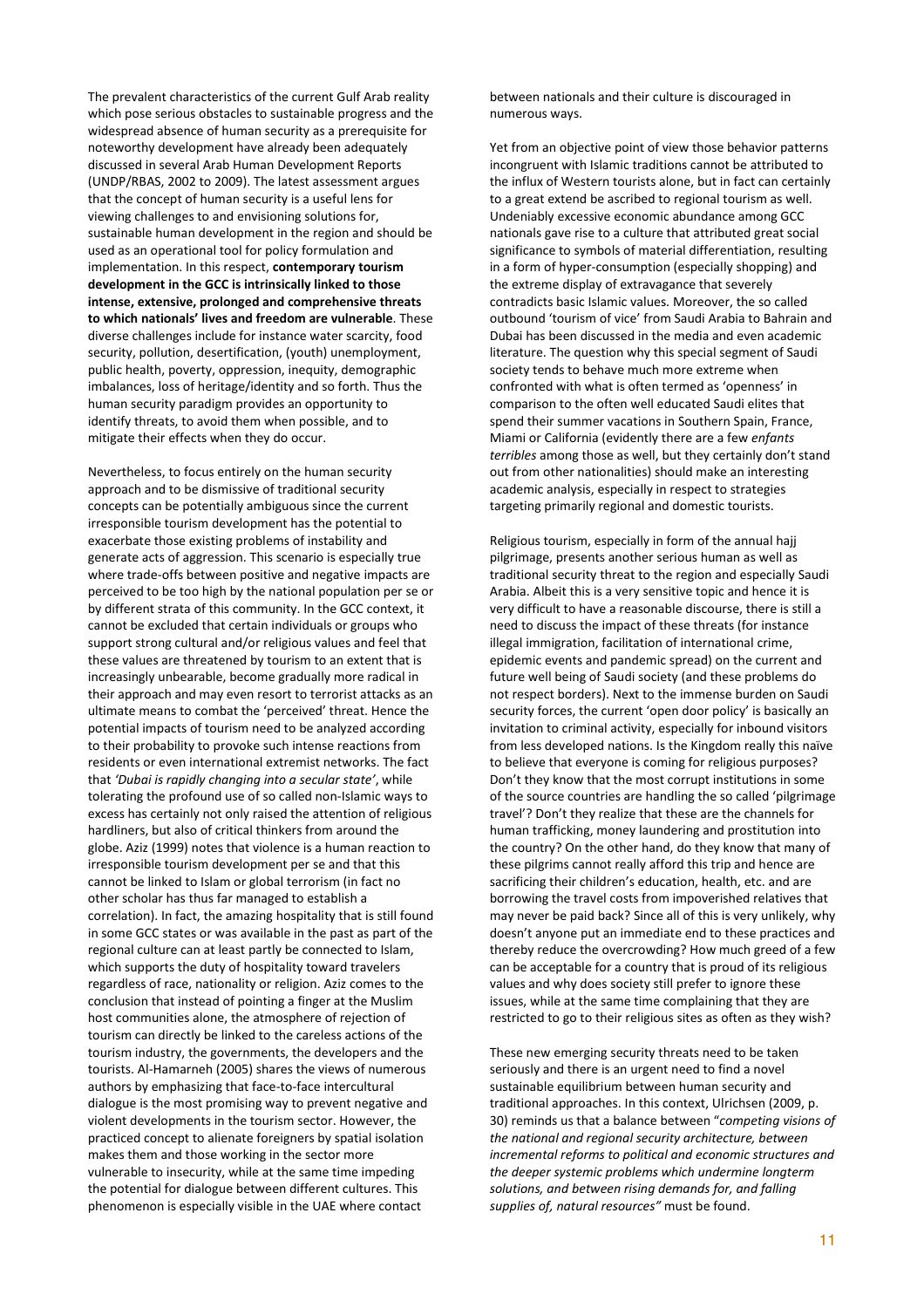The prevalent characteristics of the current Gulf Arab reality which pose serious obstacles to sustainable progress and the widespread absence of human security as a prerequisite for noteworthy development have already been adequately discussed in several Arab Human Development Reports (UNDP/RBAS, 2002 to 2009). The latest assessment argues that the concept of human security is a useful lens for viewing challenges to and envisioning solutions for, sustainable human development in the region and should be used as an operational tool for policy formulation and implementation. In this respect, **contemporary tourism development in the GCC is intrinsically linked to those intense, extensive, prolonged and comprehensive threats to which nationals' lives and freedom are vulnerable**. These diverse challenges include for instance water scarcity, food security, pollution, desertification, (youth) unemployment, public health, poverty, oppression, inequity, demographic imbalances, loss of heritage/identity and so forth. Thus the human security paradigm provides an opportunity to identify threats, to avoid them when possible, and to mitigate their effects when they do occur.

Nevertheless, to focus entirely on the human security approach and to be dismissive of traditional security concepts can be potentially ambiguous since the current irresponsible tourism development has the potential to exacerbate those existing problems of instability and generate acts of aggression. This scenario is especially true where trade-offs between positive and negative impacts are perceived to be too high by the national population per se or by different strata of this community. In the GCC context, it cannot be excluded that certain individuals or groups who support strong cultural and/or religious values and feel that these values are threatened by tourism to an extent that is increasingly unbearable, become gradually more radical in their approach and may even resort to terrorist attacks as an ultimate means to combat the 'perceived' threat. Hence the potential impacts of tourism need to be analyzed according to their probability to provoke such intense reactions from residents or even international extremist networks. The fact that *'Dubai is rapidly changing into a secular state'*, while tolerating the profound use of so called non-Islamic ways to excess has certainly not only raised the attention of religious hardliners, but also of critical thinkers from around the globe. Aziz (1999) notes that violence is a human reaction to irresponsible tourism development per se and that this cannot be linked to Islam or global terrorism (in fact no other scholar has thus far managed to establish a correlation). In fact, the amazing hospitality that is still found in some GCC states or was available in the past as part of the regional culture can at least partly be connected to Islam, which supports the duty of hospitality toward travelers regardless of race, nationality or religion. Aziz comes to the conclusion that instead of pointing a finger at the Muslim host communities alone, the atmosphere of rejection of tourism can directly be linked to the careless actions of the tourism industry, the governments, the developers and the tourists. Al-Hamarneh (2005) shares the views of numerous authors by emphasizing that face-to-face intercultural dialogue is the most promising way to prevent negative and violent developments in the tourism sector. However, the practiced concept to alienate foreigners by spatial isolation makes them and those working in the sector more vulnerable to insecurity, while at the same time impeding the potential for dialogue between different cultures. This phenomenon is especially visible in the UAE where contact between nationals and their culture is discouraged in numerous ways.

Yet from an objective point of view those behavior patterns incongruent with Islamic traditions cannot be attributed to the influx of Western tourists alone, but in fact can certainly to a great extend be ascribed to regional tourism as well. Undeniably excessive economic abundance among GCC nationals gave rise to a culture that attributed great social significance to symbols of material differentiation, resulting in a form of hyper-consumption (especially shopping) and the extreme display of extravagance that severely contradicts basic Islamic values. Moreover, the so called outbound 'tourism of vice' from Saudi Arabia to Bahrain and Dubai has been discussed in the media and even academic literature. The question why this special segment of Saudi society tends to behave much more extreme when confronted with what is often termed as 'openness' in comparison to the often well educated Saudi elites that spend their summer vacations in Southern Spain, France, Miami or California (evidently there are a few *enfants terribles* among those as well, but they certainly don't stand out from other nationalities) should make an interesting academic analysis, especially in respect to strategies targeting primarily regional and domestic tourists.

Religious tourism, especially in form of the annual hajj pilgrimage, presents another serious human as well as traditional security threat to the region and especially Saudi Arabia. Albeit this is a very sensitive topic and hence it is very difficult to have a reasonable discourse, there is still a need to discuss the impact of these threats (for instance illegal immigration, facilitation of international crime, epidemic events and pandemic spread) on the current and future well being of Saudi society (and these problems do not respect borders). Next to the immense burden on Saudi security forces, the current 'open door policy' is basically an invitation to criminal activity, especially for inbound visitors from less developed nations. Is the Kingdom really this naïve to believe that everyone is coming for religious purposes? Don't they know that the most corrupt institutions in some of the source countries are handling the so called 'pilgrimage travel'? Don't they realize that these are the channels for human trafficking, money laundering and prostitution into the country? On the other hand, do they know that many of these pilgrims cannot really afford this trip and hence are sacrificing their children's education, health, etc. and are borrowing the travel costs from impoverished relatives that may never be paid back? Since all of this is very unlikely, why doesn't anyone put an immediate end to these practices and thereby reduce the overcrowding? How much greed of a few can be acceptable for a country that is proud of its religious values and why does society still prefer to ignore these issues, while at the same time complaining that they are restricted to go to their religious sites as often as they wish?

These new emerging security threats need to be taken seriously and there is an urgent need to find a novel sustainable equilibrium between human security and traditional approaches. In this context, Ulrichsen (2009, p. 30) reminds us that a balance between "*competing visions of the national and regional security architecture, between incremental reforms to political and economic structures and the deeper systemic problems which undermine longterm solutions, and between rising demands for, and falling supplies of, natural resources"* must be found.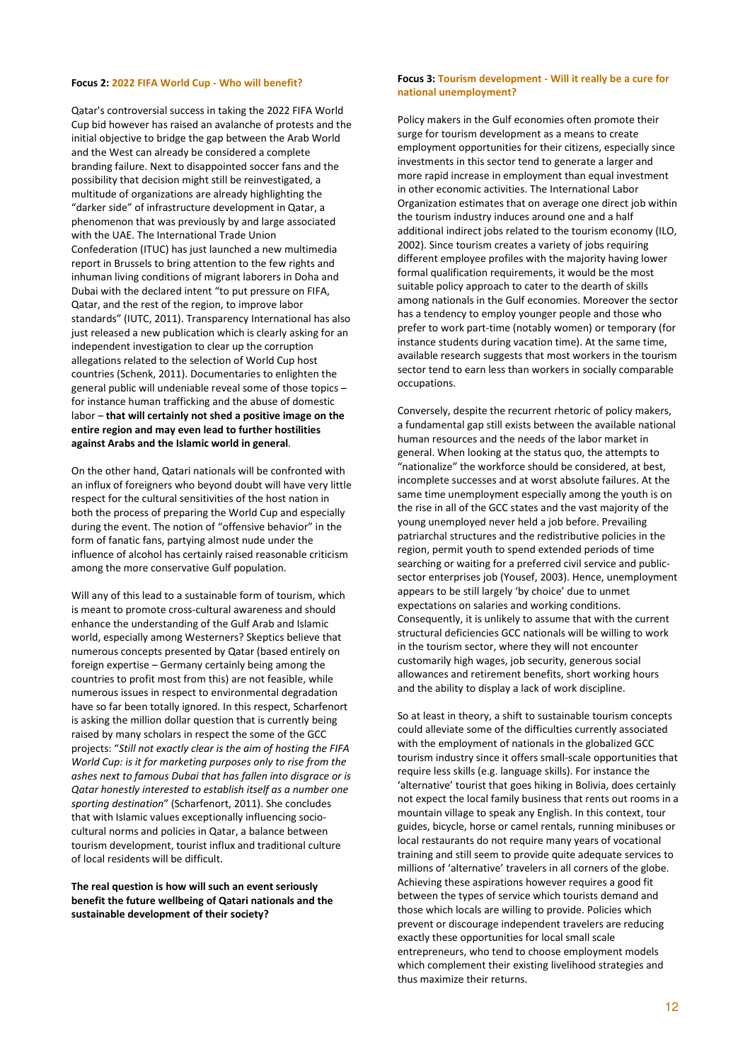**Focus 2: 2022 FIFA World Cup - Who will benefit?**

Qatar's controversial success in taking the 2022 FIFA World Cup bid however has raised an avalanche of protests and the initial objective to bridge the gap between the Arab World and the West can already be considered a complete branding failure. Next to disappointed soccer fans and the possibility that decision might still be reinvestigated, a multitude of organizations are already highlighting the "darker side" of infrastructure development in Qatar, a phenomenon that was previously by and large associated with the UAE. The International Trade Union Confederation (ITUC) has just launched a new multimedia report in Brussels to bring attention to the few rights and inhuman living conditions of migrant laborers in Doha and Dubai with the declared intent "to put pressure on FIFA, Qatar, and the rest of the region, to improve labor standards" (IUTC, 2011). Transparency International has also just released a new publication which is clearly asking for an independent investigation to clear up the corruption allegations related to the selection of World Cup host countries (Schenk, 2011). Documentaries to enlighten the general public will undeniable reveal some of those topics – for instance human trafficking and the abuse of domestic labor – **that will certainly not shed a positive image on the entire region and may even lead to further hostilities against Arabs and the Islamic world in general**.

On the other hand, Qatari nationals will be confronted with an influx of foreigners who beyond doubt will have very little respect for the cultural sensitivities of the host nation in both the process of preparing the World Cup and especially during the event. The notion of "offensive behavior" in the form of fanatic fans, partying almost nude under the influence of alcohol has certainly raised reasonable criticism among the more conservative Gulf population.

Will any of this lead to a sustainable form of tourism, which is meant to promote cross-cultural awareness and should enhance the understanding of the Gulf Arab and Islamic world, especially among Westerners? Skeptics believe that numerous concepts presented by Qatar (based entirely on foreign expertise – Germany certainly being among the countries to profit most from this) are not feasible, while numerous issues in respect to environmental degradation have so far been totally ignored. In this respect, Scharfenort is asking the million dollar question that is currently being raised by many scholars in respect the some of the GCC projects: "*Still not exactly clear is the aim of hosting the FIFA World Cup: is it for marketing purposes only to rise from the ashes next to famous Dubai that has fallen into disgrace or is Qatar honestly interested to establish itself as a number one sporting destination*" (Scharfenort, 2011). She concludes that with Islamic values exceptionally influencing socio-cultural norms and policies in Qatar, a balance between tourism development, tourist influx and traditional culture of local residents will be difficult.

**The real question is how will such an event seriously benefit the future wellbeing of Qatari nationals and the sustainable development of their society?**

**Focus 3: Tourism development - Will it really be a cure for national unemployment?**

Policy makers in the Gulf economies often promote their surge for tourism development as a means to create employment opportunities for their citizens, especially since investments in this sector tend to generate a larger and more rapid increase in employment than equal investment in other economic activities. The International Labor Organization estimates that on average one direct job within the tourism industry induces around one and a half additional indirect jobs related to the tourism economy (ILO, 2002). Since tourism creates a variety of jobs requiring different employee profiles with the majority having lower formal qualification requirements, it would be the most suitable policy approach to cater to the dearth of skills among nationals in the Gulf economies. Moreover the sector has a tendency to employ younger people and those who prefer to work part-time (notably women) or temporary (for instance students during vacation time). At the same time, available research suggests that most workers in the tourism sector tend to earn less than workers in socially comparable occupations.

Conversely, despite the recurrent rhetoric of policy makers, a fundamental gap still exists between the available national human resources and the needs of the labor market in general. When looking at the status quo, the attempts to "nationalize" the workforce should be considered, at best, incomplete successes and at worst absolute failures. At the same time unemployment especially among the youth is on the rise in all of the GCC states and the vast majority of the young unemployed never held a job before. Prevailing patriarchal structures and the redistributive policies in the region, permit youth to spend extended periods of time searching or waiting for a preferred civil service and public-sector enterprises job (Yousef, 2003). Hence, unemployment appears to be still largely 'by choice' due to unmet expectations on salaries and working conditions. Consequently, it is unlikely to assume that with the current structural deficiencies GCC nationals will be willing to work in the tourism sector, where they will not encounter customarily high wages, job security, generous social allowances and retirement benefits, short working hours and the ability to display a lack of work discipline.

So at least in theory, a shift to sustainable tourism concepts could alleviate some of the difficulties currently associated with the employment of nationals in the globalized GCC tourism industry since it offers small-scale opportunities that require less skills (e.g. language skills). For instance the 'alternative' tourist that goes hiking in Bolivia, does certainly not expect the local family business that rents out rooms in a mountain village to speak any English. In this context, tour guides, bicycle, horse or camel rentals, running minibuses or local restaurants do not require many years of vocational training and still seem to provide quite adequate services to millions of 'alternative' travelers in all corners of the globe. Achieving these aspirations however requires a good fit between the types of service which tourists demand and those which locals are willing to provide. Policies which prevent or discourage independent travelers are reducing exactly these opportunities for local small scale entrepreneurs, who tend to choose employment models which complement their existing livelihood strategies and thus maximize their returns.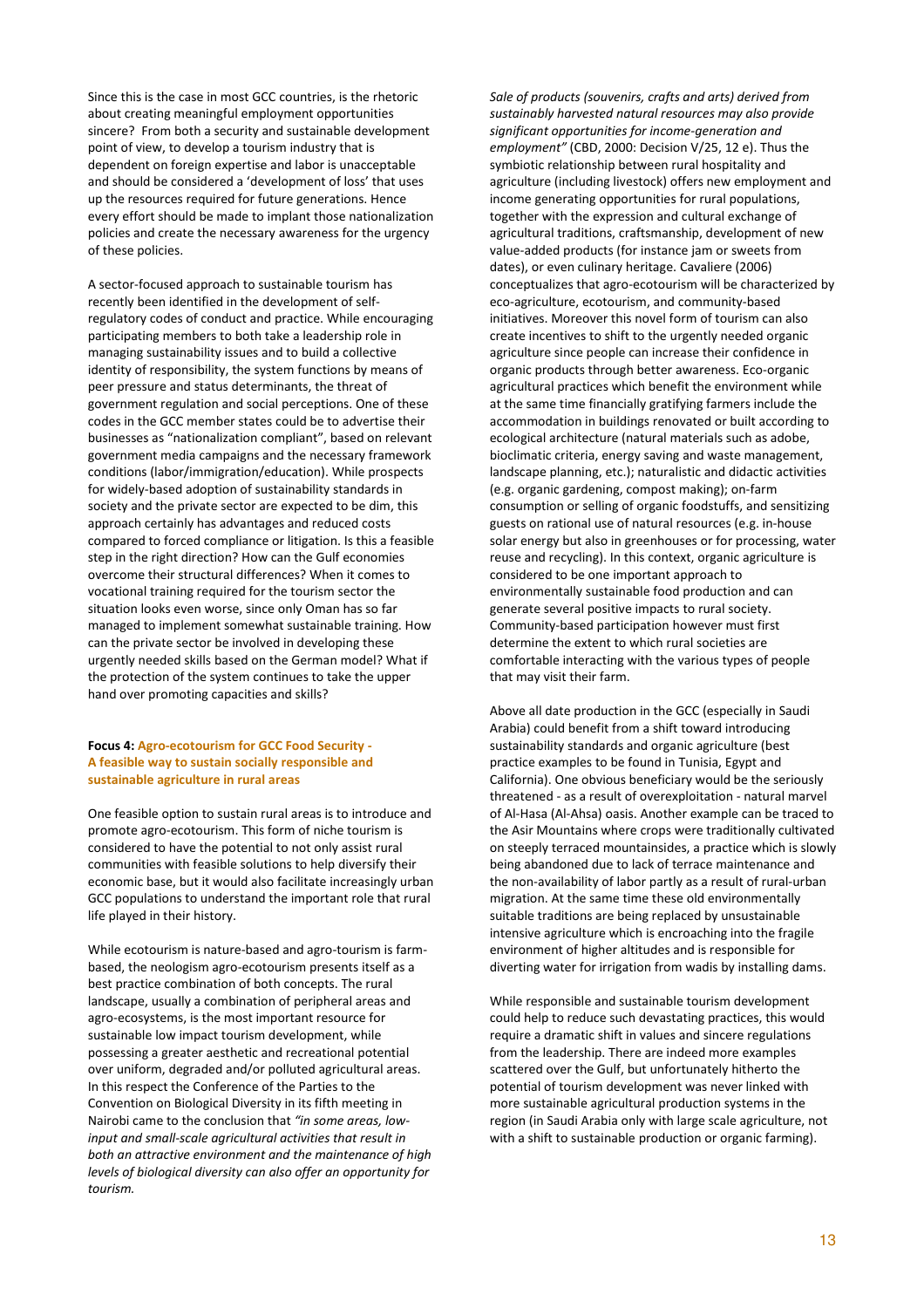Since this is the case in most GCC countries, is the rhetoric about creating meaningful employment opportunities sincere? From both a security and sustainable development point of view, to develop a tourism industry that is dependent on foreign expertise and labor is unacceptable and should be considered a 'development of loss' that uses up the resources required for future generations. Hence every effort should be made to implant those nationalization policies and create the necessary awareness for the urgency of these policies.

A sector-focused approach to sustainable tourism has recently been identified in the development of self-regulatory codes of conduct and practice. While encouraging participating members to both take a leadership role in managing sustainability issues and to build a collective identity of responsibility, the system functions by means of peer pressure and status determinants, the threat of government regulation and social perceptions. One of these codes in the GCC member states could be to advertise their businesses as "nationalization compliant", based on relevant government media campaigns and the necessary framework conditions (labor/immigration/education). While prospects for widely-based adoption of sustainability standards in society and the private sector are expected to be dim, this approach certainly has advantages and reduced costs compared to forced compliance or litigation. Is this a feasible step in the right direction? How can the Gulf economies overcome their structural differences? When it comes to vocational training required for the tourism sector the situation looks even worse, since only Oman has so far managed to implement somewhat sustainable training. How can the private sector be involved in developing these urgently needed skills based on the German model? What if the protection of the system continues to take the upper hand over promoting capacities and skills?

#### Focus 4: Agro-ecotourism for GCC Food Security - A feasible way to sustain socially responsible and sustainable agriculture in rural areas

One feasible option to sustain rural areas is to introduce and promote agro-ecotourism. This form of niche tourism is considered to have the potential to not only assist rural communities with feasible solutions to help diversify their economic base, but it would also facilitate increasingly urban GCC populations to understand the important role that rural life played in their history.

While ecotourism is nature-based and agro-tourism is farm-based, the neologism agro-ecotourism presents itself as a best practice combination of both concepts. The rural landscape, usually a combination of peripheral areas and agro-ecosystems, is the most important resource for sustainable low impact tourism development, while possessing a greater aesthetic and recreational potential over uniform, degraded and/or polluted agricultural areas. In this respect the Conference of the Parties to the Convention on Biological Diversity in its fifth meeting in Nairobi came to the conclusion that *"in some areas, low-input and small-scale agricultural activities that result in both an attractive environment and the maintenance of high levels of biological diversity can also offer an opportunity for tourism. Sale of products (souvenirs, crafts and arts) derived from sustainably harvested natural resources may also provide significant opportunities for income-generation and employment"* (CBD, 2000: Decision V/25, 12 e). Thus the symbiotic relationship between rural hospitality and agriculture (including livestock) offers new employment and income generating opportunities for rural populations, together with the expression and cultural exchange of agricultural traditions, craftsmanship, development of new value-added products (for instance jam or sweets from dates), or even culinary heritage. Cavaliere (2006) conceptualizes that agro-ecotourism will be characterized by eco-agriculture, ecotourism, and community-based initiatives. Moreover this novel form of tourism can also create incentives to shift to the urgently needed organic agriculture since people can increase their confidence in organic products through better awareness. Eco-organic agricultural practices which benefit the environment while at the same time financially gratifying farmers include the accommodation in buildings renovated or built according to ecological architecture (natural materials such as adobe, bioclimatic criteria, energy saving and waste management, landscape planning, etc.); naturalistic and didactic activities (e.g. organic gardening, compost making); on-farm consumption or selling of organic foodstuffs, and sensitizing guests on rational use of natural resources (e.g. in-house solar energy but also in greenhouses or for processing, water reuse and recycling). In this context, organic agriculture is considered to be one important approach to environmentally sustainable food production and can generate several positive impacts to rural society. Community-based participation however must first determine the extent to which rural societies are comfortable interacting with the various types of people that may visit their farm.

Above all date production in the GCC (especially in Saudi Arabia) could benefit from a shift toward introducing sustainability standards and organic agriculture (best practice examples to be found in Tunisia, Egypt and California). One obvious beneficiary would be the seriously threatened - as a result of overexploitation - natural marvel of Al-Hasa (Al-Ahsa) oasis. Another example can be traced to the Asir Mountains where crops were traditionally cultivated on steeply terraced mountainsides, a practice which is slowly being abandoned due to lack of terrace maintenance and the non-availability of labor partly as a result of rural-urban migration. At the same time these old environmentally suitable traditions are being replaced by unsustainable intensive agriculture which is encroaching into the fragile environment of higher altitudes and is responsible for diverting water for irrigation from wadis by installing dams.

While responsible and sustainable tourism development could help to reduce such devastating practices, this would require a dramatic shift in values and sincere regulations from the leadership. There are indeed more examples scattered over the Gulf, but unfortunately hitherto the potential of tourism development was never linked with more sustainable agricultural production systems in the region (in Saudi Arabia only with large scale agriculture, not with a shift to sustainable production or organic farming).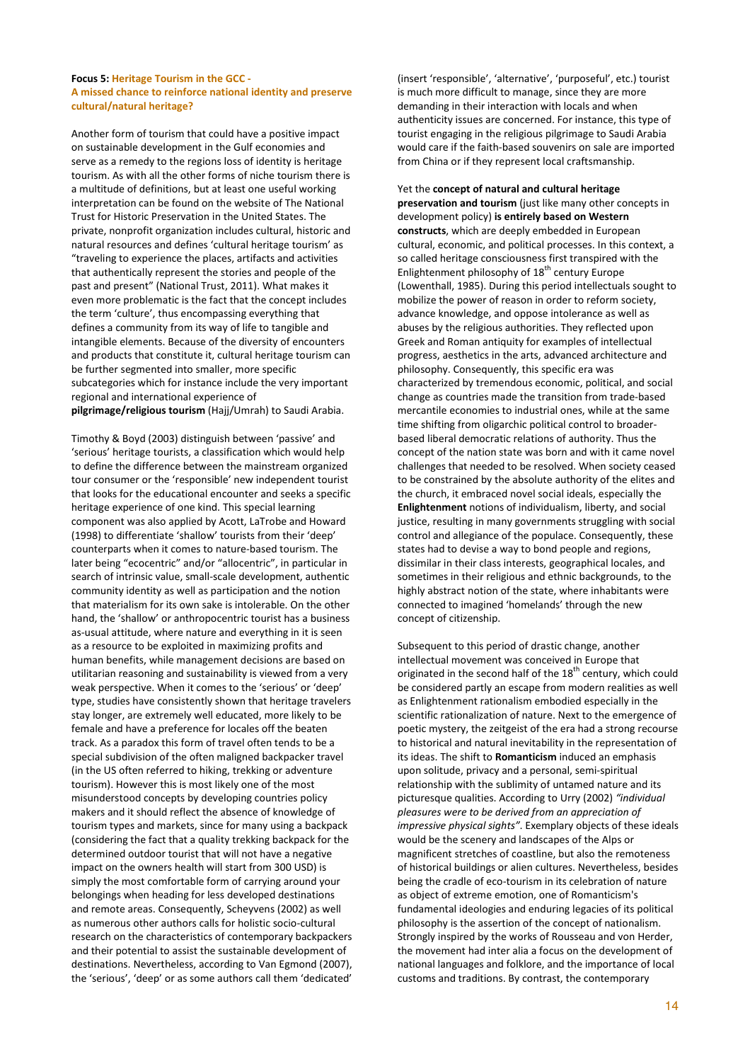**Focus 5: Heritage Tourism in the GCC - A missed chance to reinforce national identity and preserve cultural/natural heritage?**

Another form of tourism that could have a positive impact on sustainable development in the Gulf economies and serve as a remedy to the regions loss of identity is heritage tourism. As with all the other forms of niche tourism there is a multitude of definitions, but at least one useful working interpretation can be found on the website of The National Trust for Historic Preservation in the United States. The private, nonprofit organization includes cultural, historic and natural resources and defines 'cultural heritage tourism' as "traveling to experience the places, artifacts and activities that authentically represent the stories and people of the past and present" (National Trust, 2011). What makes it even more problematic is the fact that the concept includes the term 'culture', thus encompassing everything that defines a community from its way of life to tangible and intangible elements. Because of the diversity of encounters and products that constitute it, cultural heritage tourism can be further segmented into smaller, more specific subcategories which for instance include the very important regional and international experience of **pilgrimage/religious tourism** (Hajj/Umrah) to Saudi Arabia.

Timothy & Boyd (2003) distinguish between 'passive' and 'serious' heritage tourists, a classification which would help to define the difference between the mainstream organized tour consumer or the 'responsible' new independent tourist that looks for the educational encounter and seeks a specific heritage experience of one kind. This special learning component was also applied by Acott, LaTrobe and Howard (1998) to differentiate 'shallow' tourists from their 'deep' counterparts when it comes to nature-based tourism. The later being "ecocentric" and/or "allocentric", in particular in search of intrinsic value, small-scale development, authentic community identity as well as participation and the notion that materialism for its own sake is intolerable. On the other hand, the 'shallow' or anthropocentric tourist has a business as-usual attitude, where nature and everything in it is seen as a resource to be exploited in maximizing profits and human benefits, while management decisions are based on utilitarian reasoning and sustainability is viewed from a very weak perspective. When it comes to the 'serious' or 'deep' type, studies have consistently shown that heritage travelers stay longer, are extremely well educated, more likely to be female and have a preference for locales off the beaten track. As a paradox this form of travel often tends to be a special subdivision of the often maligned backpacker travel (in the US often referred to hiking, trekking or adventure tourism). However this is most likely one of the most misunderstood concepts by developing countries policy makers and it should reflect the absence of knowledge of tourism types and markets, since for many using a backpack (considering the fact that a quality trekking backpack for the determined outdoor tourist that will not have a negative impact on the owners health will start from 300 USD) is simply the most comfortable form of carrying around your belongings when heading for less developed destinations and remote areas. Consequently, Scheyvens (2002) as well as numerous other authors calls for holistic socio-cultural research on the characteristics of contemporary backpackers and their potential to assist the sustainable development of destinations. Nevertheless, according to Van Egmond (2007), the 'serious', 'deep' or as some authors call them 'dedicated' (insert 'responsible', 'alternative', 'purposeful', etc.) tourist is much more difficult to manage, since they are more demanding in their interaction with locals and when authenticity issues are concerned. For instance, this type of tourist engaging in the religious pilgrimage to Saudi Arabia would care if the faith-based souvenirs on sale are imported from China or if they represent local craftsmanship.

Yet the **concept of natural and cultural heritage preservation and tourism** (just like many other concepts in development policy) **is entirely based on Western constructs**, which are deeply embedded in European cultural, economic, and political processes. In this context, a so called heritage consciousness first transpired with the Enlightenment philosophy of 18th century Europe (Lowenthall, 1985). During this period intellectuals sought to mobilize the power of reason in order to reform society, advance knowledge, and oppose intolerance as well as abuses by the religious authorities. They reflected upon Greek and Roman antiquity for examples of intellectual progress, aesthetics in the arts, advanced architecture and philosophy. Consequently, this specific era was characterized by tremendous economic, political, and social change as countries made the transition from trade-based mercantile economies to industrial ones, while at the same time shifting from oligarchic political control to broader-based liberal democratic relations of authority. Thus the concept of the nation state was born and with it came novel challenges that needed to be resolved. When society ceased to be constrained by the absolute authority of the elites and the church, it embraced novel social ideals, especially the **Enlightenment** notions of individualism, liberty, and social justice, resulting in many governments struggling with social control and allegiance of the populace. Consequently, these states had to devise a way to bond people and regions, dissimilar in their class interests, geographical locales, and sometimes in their religious and ethnic backgrounds, to the highly abstract notion of the state, where inhabitants were connected to imagined 'homelands' through the new concept of citizenship.

Subsequent to this period of drastic change, another intellectual movement was conceived in Europe that originated in the second half of the 18th century, which could be considered partly an escape from modern realities as well as Enlightenment rationalism embodied especially in the scientific rationalization of nature. Next to the emergence of poetic mystery, the zeitgeist of the era had a strong recourse to historical and natural inevitability in the representation of its ideas. The shift to **Romanticism** induced an emphasis upon solitude, privacy and a personal, semi-spiritual relationship with the sublimity of untamed nature and its picturesque qualities. According to Urry (2002) *"individual pleasures were to be derived from an appreciation of impressive physical sights"*. Exemplary objects of these ideals would be the scenery and landscapes of the Alps or magnificent stretches of coastline, but also the remoteness of historical buildings or alien cultures. Nevertheless, besides being the cradle of eco-tourism in its celebration of nature as object of extreme emotion, one of Romanticism's fundamental ideologies and enduring legacies of its political philosophy is the assertion of the concept of nationalism. Strongly inspired by the works of Rousseau and von Herder, the movement had inter alia a focus on the development of national languages and folklore, and the importance of local customs and traditions. By contrast, the contemporary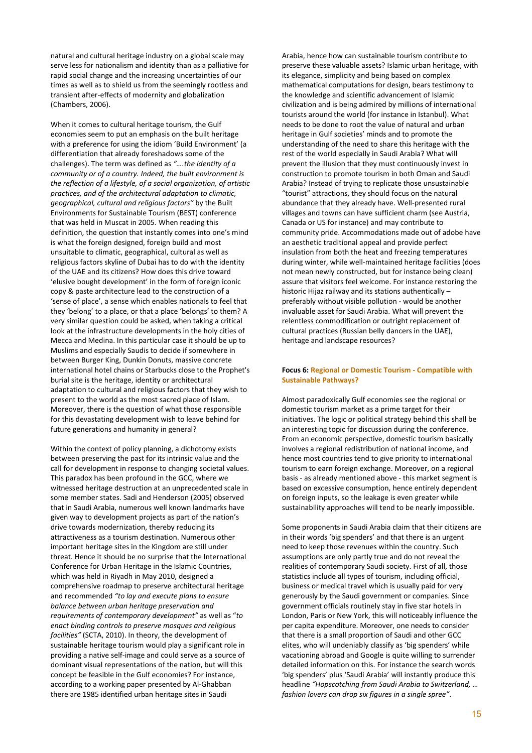natural and cultural heritage industry on a global scale may serve less for nationalism and identity than as a palliative for rapid social change and the increasing uncertainties of our times as well as to shield us from the seemingly rootless and transient after-effects of modernity and globalization (Chambers, 2006).

When it comes to cultural heritage tourism, the Gulf economies seem to put an emphasis on the built heritage with a preference for using the idiom 'Build Environment' (a differentiation that already foreshadows some of the challenges). The term was defined as *"….the identity of a community or of a country. Indeed, the built environment is the reflection of a lifestyle, of a social organization, of artistic practices, and of the architectural adaptation to climatic, geographical, cultural and religious factors"* by the Built Environments for Sustainable Tourism (BEST) conference that was held in Muscat in 2005. When reading this definition, the question that instantly comes into one's mind is what the foreign designed, foreign build and most unsuitable to climatic, geographical, cultural as well as religious factors skyline of Dubai has to do with the identity of the UAE and its citizens? How does this drive toward 'elusive bought development' in the form of foreign iconic copy & paste architecture lead to the construction of a 'sense of place', a sense which enables nationals to feel that they 'belong' to a place, or that a place 'belongs' to them? A very similar question could be asked, when taking a critical look at the infrastructure developments in the holy cities of Mecca and Medina. In this particular case it should be up to Muslims and especially Saudis to decide if somewhere in between Burger King, Dunkin Donuts, massive concrete international hotel chains or Starbucks close to the Prophet's burial site is the heritage, identity or architectural adaptation to cultural and religious factors that they wish to present to the world as the most sacred place of Islam. Moreover, there is the question of what those responsible for this devastating development wish to leave behind for future generations and humanity in general?

Within the context of policy planning, a dichotomy exists between preserving the past for its intrinsic value and the call for development in response to changing societal values. This paradox has been profound in the GCC, where we witnessed heritage destruction at an unprecedented scale in some member states. Sadi and Henderson (2005) observed that in Saudi Arabia, numerous well known landmarks have given way to development projects as part of the nation's drive towards modernization, thereby reducing its attractiveness as a tourism destination. Numerous other important heritage sites in the Kingdom are still under threat. Hence it should be no surprise that the International Conference for Urban Heritage in the Islamic Countries, which was held in Riyadh in May 2010, designed a comprehensive roadmap to preserve architectural heritage and recommended *"to lay and execute plans to ensure balance between urban heritage preservation and requirements of contemporary development"* as well as "*to enact binding controls to preserve mosques and religious facilities"* (SCTA, 2010). In theory, the development of sustainable heritage tourism would play a significant role in providing a native self-image and could serve as a source of dominant visual representations of the nation, but will this concept be feasible in the Gulf economies? For instance, according to a working paper presented by Al-Ghabban there are 1985 identified urban heritage sites in Saudi Arabia, hence how can sustainable tourism contribute to preserve these valuable assets? Islamic urban heritage, with its elegance, simplicity and being based on complex mathematical computations for design, bears testimony to the knowledge and scientific advancement of Islamic civilization and is being admired by millions of international tourists around the world (for instance in Istanbul). What needs to be done to root the value of natural and urban heritage in Gulf societies' minds and to promote the understanding of the need to share this heritage with the rest of the world especially in Saudi Arabia? What will prevent the illusion that they must continuously invest in construction to promote tourism in both Oman and Saudi Arabia? Instead of trying to replicate those unsustainable "tourist" attractions, they should focus on the natural abundance that they already have. Well-presented rural villages and towns can have sufficient charm (see Austria, Canada or US for instance) and may contribute to community pride. Accommodations made out of adobe have an aesthetic traditional appeal and provide perfect insulation from both the heat and freezing temperatures during winter, while well-maintained heritage facilities (does not mean newly constructed, but for instance being clean) assure that visitors feel welcome. For instance restoring the historic Hijaz railway and its stations authentically – preferably without visible pollution - would be another invaluable asset for Saudi Arabia. What will prevent the relentless commodification or outright replacement of cultural practices (Russian belly dancers in the UAE), heritage and landscape resources?

**Focus 6: Regional or Domestic Tourism - Compatible with Sustainable Pathways?**

Almost paradoxically Gulf economies see the regional or domestic tourism market as a prime target for their initiatives. The logic or political strategy behind this shall be an interesting topic for discussion during the conference. From an economic perspective, domestic tourism basically involves a regional redistribution of national income, and hence most countries tend to give priority to international tourism to earn foreign exchange. Moreover, on a regional basis - as already mentioned above - this market segment is based on excessive consumption, hence entirely dependent on foreign inputs, so the leakage is even greater while sustainability approaches will tend to be nearly impossible.

Some proponents in Saudi Arabia claim that their citizens are in their words 'big spenders' and that there is an urgent need to keep those revenues within the country. Such assumptions are only partly true and do not reveal the realities of contemporary Saudi society. First of all, those statistics include all types of tourism, including official, business or medical travel which is usually paid for very generously by the Saudi government or companies. Since government officials routinely stay in five star hotels in London, Paris or New York, this will noticeably influence the per capita expenditure. Moreover, one needs to consider that there is a small proportion of Saudi and other GCC elites, who will undeniably classify as 'big spenders' while vacationing abroad and Google is quite willing to surrender detailed information on this. For instance the search words 'big spenders' plus 'Saudi Arabia' will instantly produce this headline *"Hopscotching from Saudi Arabia to Switzerland, … fashion lovers can drop six figures in a single spree"*.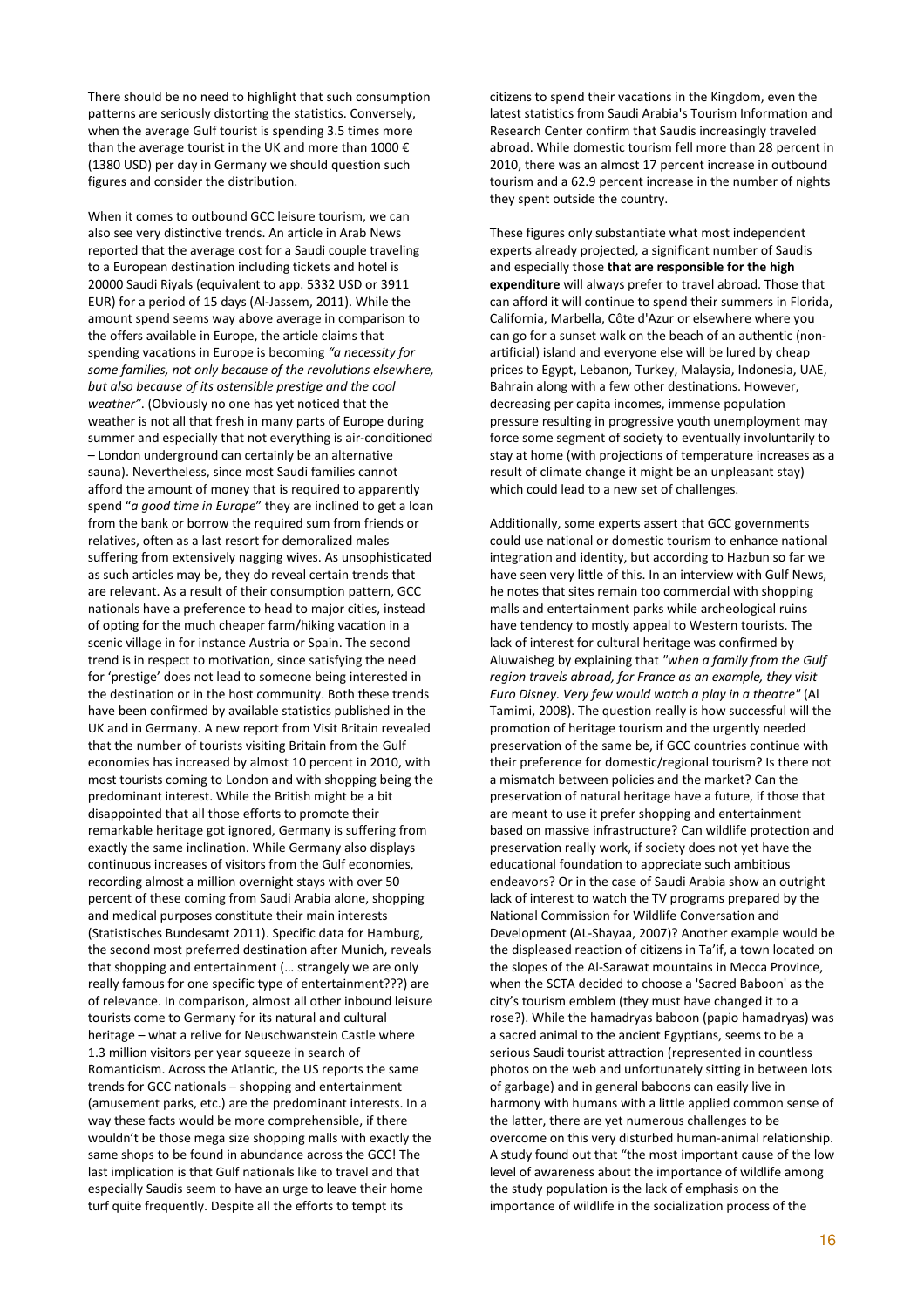There should be no need to highlight that such consumption patterns are seriously distorting the statistics. Conversely, when the average Gulf tourist is spending 3.5 times more than the average tourist in the UK and more than 1000 € (1380 USD) per day in Germany we should question such figures and consider the distribution.

When it comes to outbound GCC leisure tourism, we can also see very distinctive trends. An article in Arab News reported that the average cost for a Saudi couple traveling to a European destination including tickets and hotel is 20000 Saudi Riyals (equivalent to app. 5332 USD or 3911 EUR) for a period of 15 days (Al-Jassem, 2011). While the amount spend seems way above average in comparison to the offers available in Europe, the article claims that spending vacations in Europe is becoming *"a necessity for some families, not only because of the revolutions elsewhere, but also because of its ostensible prestige and the cool weather"*. (Obviously no one has yet noticed that the weather is not all that fresh in many parts of Europe during summer and especially that not everything is air-conditioned – London underground can certainly be an alternative sauna). Nevertheless, since most Saudi families cannot afford the amount of money that is required to apparently spend "*a good time in Europe*" they are inclined to get a loan from the bank or borrow the required sum from friends or relatives, often as a last resort for demoralized males suffering from extensively nagging wives. As unsophisticated as such articles may be, they do reveal certain trends that are relevant. As a result of their consumption pattern, GCC nationals have a preference to head to major cities, instead of opting for the much cheaper farm/hiking vacation in a scenic village in for instance Austria or Spain. The second trend is in respect to motivation, since satisfying the need for 'prestige' does not lead to someone being interested in the destination or in the host community. Both these trends have been confirmed by available statistics published in the UK and in Germany. A new report from Visit Britain revealed that the number of tourists visiting Britain from the Gulf economies has increased by almost 10 percent in 2010, with most tourists coming to London and with shopping being the predominant interest. While the British might be a bit disappointed that all those efforts to promote their remarkable heritage got ignored, Germany is suffering from exactly the same inclination. While Germany also displays continuous increases of visitors from the Gulf economies, recording almost a million overnight stays with over 50 percent of these coming from Saudi Arabia alone, shopping and medical purposes constitute their main interests (Statistisches Bundesamt 2011). Specific data for Hamburg, the second most preferred destination after Munich, reveals that shopping and entertainment (… strangely we are only really famous for one specific type of entertainment???) are of relevance. In comparison, almost all other inbound leisure tourists come to Germany for its natural and cultural heritage – what a relive for Neuschwanstein Castle where 1.3 million visitors per year squeeze in search of Romanticism. Across the Atlantic, the US reports the same trends for GCC nationals – shopping and entertainment (amusement parks, etc.) are the predominant interests. In a way these facts would be more comprehensible, if there wouldn't be those mega size shopping malls with exactly the same shops to be found in abundance across the GCC! The last implication is that Gulf nationals like to travel and that especially Saudis seem to have an urge to leave their home turf quite frequently. Despite all the efforts to tempt its citizens to spend their vacations in the Kingdom, even the latest statistics from Saudi Arabia's Tourism Information and Research Center confirm that Saudis increasingly traveled abroad. While domestic tourism fell more than 28 percent in 2010, there was an almost 17 percent increase in outbound tourism and a 62.9 percent increase in the number of nights they spent outside the country.

These figures only substantiate what most independent experts already projected, a significant number of Saudis and especially those **that are responsible for the high expenditure** will always prefer to travel abroad. Those that can afford it will continue to spend their summers in Florida, California, Marbella, Côte d'Azur or elsewhere where you can go for a sunset walk on the beach of an authentic (non-artificial) island and everyone else will be lured by cheap prices to Egypt, Lebanon, Turkey, Malaysia, Indonesia, UAE, Bahrain along with a few other destinations. However, decreasing per capita incomes, immense population pressure resulting in progressive youth unemployment may force some segment of society to eventually involuntarily to stay at home (with projections of temperature increases as a result of climate change it might be an unpleasant stay) which could lead to a new set of challenges.

Additionally, some experts assert that GCC governments could use national or domestic tourism to enhance national integration and identity, but according to Hazbun so far we have seen very little of this. In an interview with Gulf News, he notes that sites remain too commercial with shopping malls and entertainment parks while archeological ruins have tendency to mostly appeal to Western tourists. The lack of interest for cultural heritage was confirmed by Aluwaisheg by explaining that *"when a family from the Gulf region travels abroad, for France as an example, they visit Euro Disney. Very few would watch a play in a theatre"* (Al Tamimi, 2008). The question really is how successful will the promotion of heritage tourism and the urgently needed preservation of the same be, if GCC countries continue with their preference for domestic/regional tourism? Is there not a mismatch between policies and the market? Can the preservation of natural heritage have a future, if those that are meant to use it prefer shopping and entertainment based on massive infrastructure? Can wildlife protection and preservation really work, if society does not yet have the educational foundation to appreciate such ambitious endeavors? Or in the case of Saudi Arabia show an outright lack of interest to watch the TV programs prepared by the National Commission for Wildlife Conversation and Development (AL-Shayaa, 2007)? Another example would be the displeased reaction of citizens in Ta'if, a town located on the slopes of the Al-Sarawat mountains in Mecca Province, when the SCTA decided to choose a 'Sacred Baboon' as the city's tourism emblem (they must have changed it to a rose?). While the hamadryas baboon (papio hamadryas) was a sacred animal to the ancient Egyptians, seems to be a serious Saudi tourist attraction (represented in countless photos on the web and unfortunately sitting in between lots of garbage) and in general baboons can easily live in harmony with humans with a little applied common sense of the latter, there are yet numerous challenges to be overcome on this very disturbed human-animal relationship. A study found out that "the most important cause of the low level of awareness about the importance of wildlife among the study population is the lack of emphasis on the importance of wildlife in the socialization process of the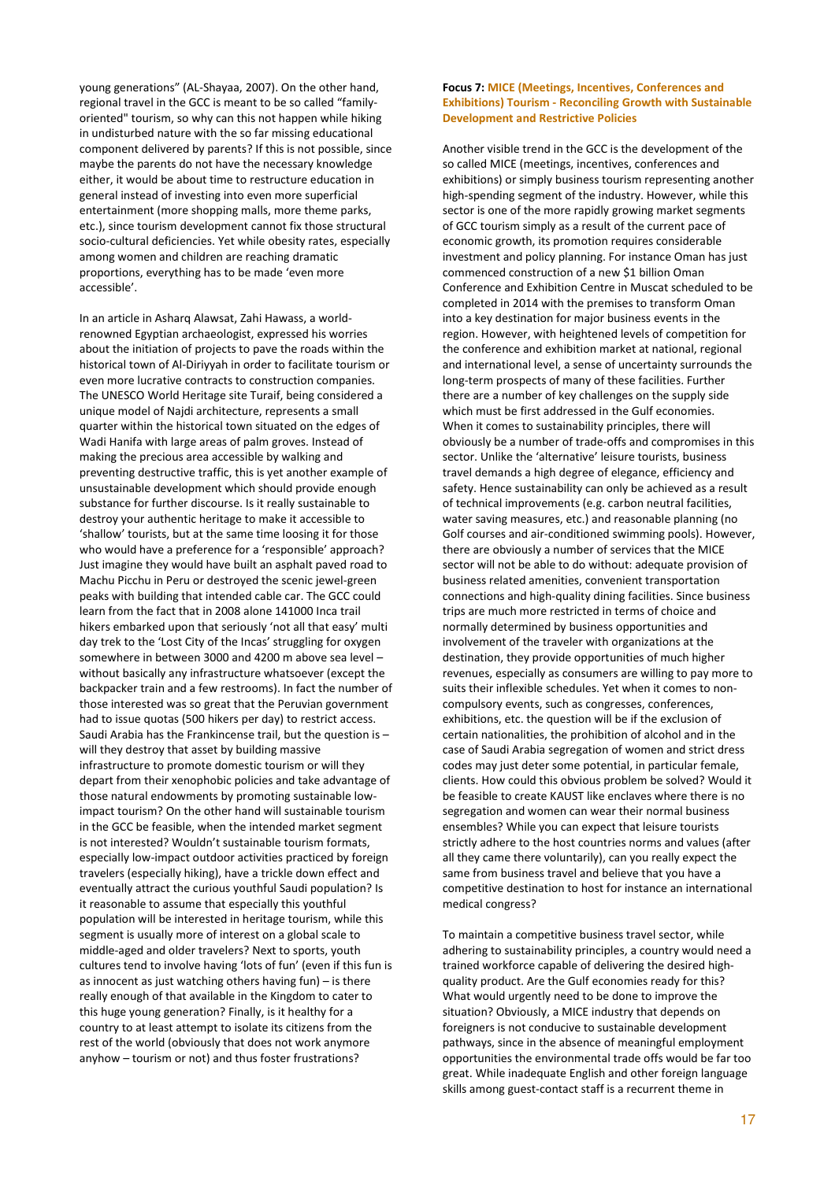young generations" (AL-Shayaa, 2007). On the other hand, regional travel in the GCC is meant to be so called "family-oriented" tourism, so why can this not happen while hiking in undisturbed nature with the so far missing educational component delivered by parents? If this is not possible, since maybe the parents do not have the necessary knowledge either, it would be about time to restructure education in general instead of investing into even more superficial entertainment (more shopping malls, more theme parks, etc.), since tourism development cannot fix those structural socio-cultural deficiencies. Yet while obesity rates, especially among women and children are reaching dramatic proportions, everything has to be made 'even more accessible'.

In an article in Asharq Alawsat, Zahi Hawass, a world-renowned Egyptian archaeologist, expressed his worries about the initiation of projects to pave the roads within the historical town of Al-Diriyyah in order to facilitate tourism or even more lucrative contracts to construction companies. The UNESCO World Heritage site Turaif, being considered a unique model of Najdi architecture, represents a small quarter within the historical town situated on the edges of Wadi Hanifa with large areas of palm groves. Instead of making the precious area accessible by walking and preventing destructive traffic, this is yet another example of unsustainable development which should provide enough substance for further discourse. Is it really sustainable to destroy your authentic heritage to make it accessible to 'shallow' tourists, but at the same time loosing it for those who would have a preference for a 'responsible' approach? Just imagine they would have built an asphalt paved road to Machu Picchu in Peru or destroyed the scenic jewel-green peaks with building that intended cable car. The GCC could learn from the fact that in 2008 alone 141000 Inca trail hikers embarked upon that seriously 'not all that easy' multi day trek to the 'Lost City of the Incas' struggling for oxygen somewhere in between 3000 and 4200 m above sea level – without basically any infrastructure whatsoever (except the backpacker train and a few restrooms). In fact the number of those interested was so great that the Peruvian government had to issue quotas (500 hikers per day) to restrict access. Saudi Arabia has the Frankincense trail, but the question is – will they destroy that asset by building massive infrastructure to promote domestic tourism or will they depart from their xenophobic policies and take advantage of those natural endowments by promoting sustainable low-impact tourism? On the other hand will sustainable tourism in the GCC be feasible, when the intended market segment is not interested? Wouldn't sustainable tourism formats, especially low-impact outdoor activities practiced by foreign travelers (especially hiking), have a trickle down effect and eventually attract the curious youthful Saudi population? Is it reasonable to assume that especially this youthful population will be interested in heritage tourism, while this segment is usually more of interest on a global scale to middle-aged and older travelers? Next to sports, youth cultures tend to involve having 'lots of fun' (even if this fun is as innocent as just watching others having fun) – is there really enough of that available in the Kingdom to cater to this huge young generation? Finally, is it healthy for a country to at least attempt to isolate its citizens from the rest of the world (obviously that does not work anymore anyhow – tourism or not) and thus foster frustrations?

**Focus 7: MICE (Meetings, Incentives, Conferences and Exhibitions) Tourism - Reconciling Growth with Sustainable Development and Restrictive Policies**

Another visible trend in the GCC is the development of the so called MICE (meetings, incentives, conferences and exhibitions) or simply business tourism representing another high-spending segment of the industry. However, while this sector is one of the more rapidly growing market segments of GCC tourism simply as a result of the current pace of economic growth, its promotion requires considerable investment and policy planning. For instance Oman has just commenced construction of a new $1 billion Oman Conference and Exhibition Centre in Muscat scheduled to be completed in 2014 with the premises to transform Oman into a key destination for major business events in the region. However, with heightened levels of competition for the conference and exhibition market at national, regional and international level, a sense of uncertainty surrounds the long-term prospects of many of these facilities. Further there are a number of key challenges on the supply side which must be first addressed in the Gulf economies. When it comes to sustainability principles, there will obviously be a number of trade-offs and compromises in this sector. Unlike the 'alternative' leisure tourists, business travel demands a high degree of elegance, efficiency and safety. Hence sustainability can only be achieved as a result of technical improvements (e.g. carbon neutral facilities, water saving measures, etc.) and reasonable planning (no Golf courses and air-conditioned swimming pools). However, there are obviously a number of services that the MICE sector will not be able to do without: adequate provision of business related amenities, convenient transportation connections and high-quality dining facilities. Since business trips are much more restricted in terms of choice and normally determined by business opportunities and involvement of the traveler with organizations at the destination, they provide opportunities of much higher revenues, especially as consumers are willing to pay more to suits their inflexible schedules. Yet when it comes to non-compulsory events, such as congresses, conferences, exhibitions, etc. the question will be if the exclusion of certain nationalities, the prohibition of alcohol and in the case of Saudi Arabia segregation of women and strict dress codes may just deter some potential, in particular female, clients. How could this obvious problem be solved? Would it be feasible to create KAUST like enclaves where there is no segregation and women can wear their normal business ensembles? While you can expect that leisure tourists strictly adhere to the host countries norms and values (after all they came there voluntarily), can you really expect the same from business travel and believe that you have a competitive destination to host for instance an international medical congress?

To maintain a competitive business travel sector, while adhering to sustainability principles, a country would need a trained workforce capable of delivering the desired high-quality product. Are the Gulf economies ready for this? What would urgently need to be done to improve the situation? Obviously, a MICE industry that depends on foreigners is not conducive to sustainable development pathways, since in the absence of meaningful employment opportunities the environmental trade offs would be far too great. While inadequate English and other foreign language skills among guest-contact staff is a recurrent theme in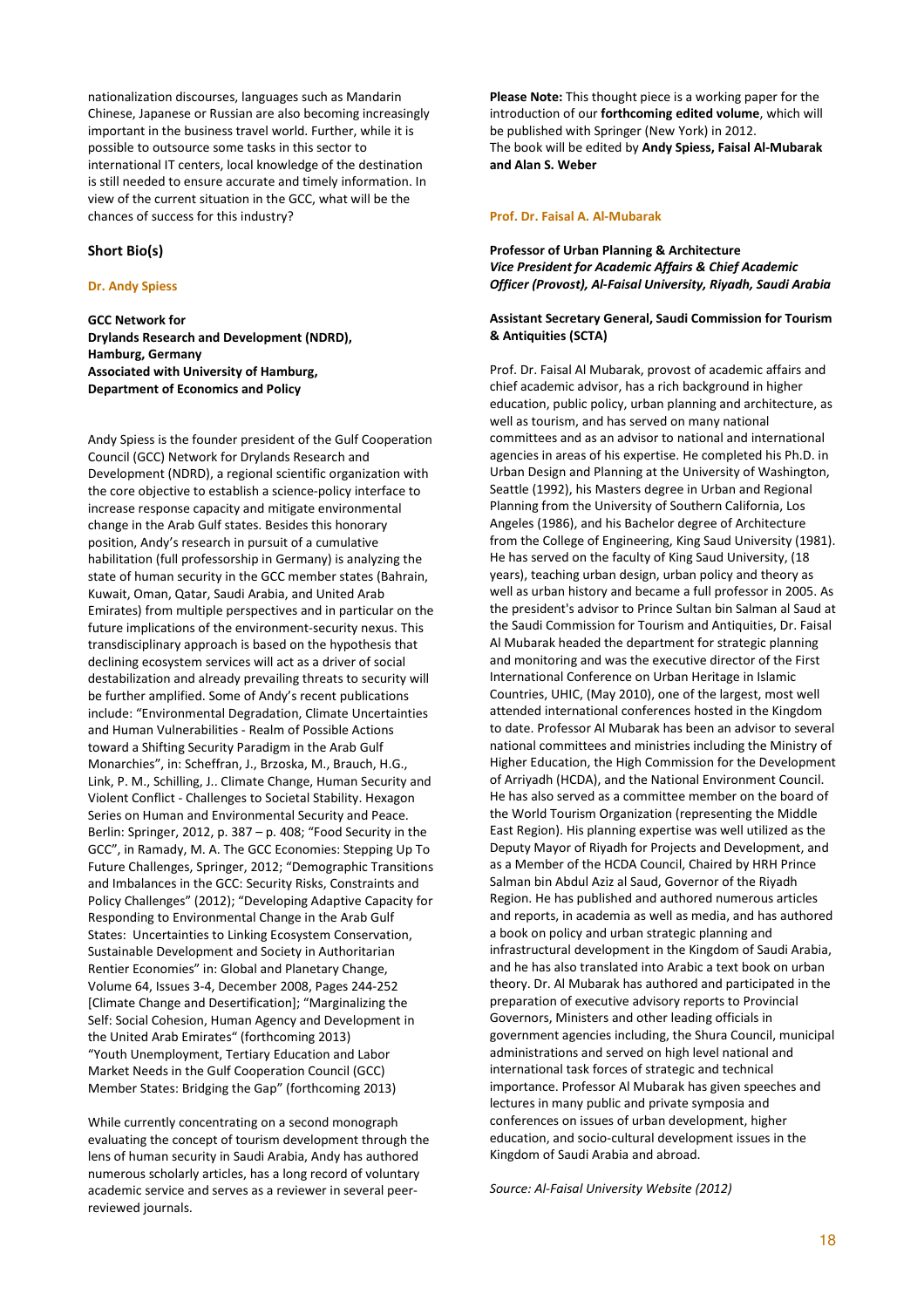nationalization discourses, languages such as Mandarin Chinese, Japanese or Russian are also becoming increasingly important in the business travel world. Further, while it is possible to outsource some tasks in this sector to international IT centers, local knowledge of the destination is still needed to ensure accurate and timely information. In view of the current situation in the GCC, what will be the chances of success for this industry?

## Short Bio(s)

### Dr. Andy Spiess

**GCC Network for Drylands Research and Development (NDRD), Hamburg, Germany**
**Associated with University of Hamburg, Department of Economics and Policy**

Andy Spiess is the founder president of the Gulf Cooperation Council (GCC) Network for Drylands Research and Development (NDRD), a regional scientific organization with the core objective to establish a science-policy interface to increase response capacity and mitigate environmental change in the Arab Gulf states. Besides this honorary position, Andy's research in pursuit of a cumulative habilitation (full professorship in Germany) is analyzing the state of human security in the GCC member states (Bahrain, Kuwait, Oman, Qatar, Saudi Arabia, and United Arab Emirates) from multiple perspectives and in particular on the future implications of the environment-security nexus. This transdisciplinary approach is based on the hypothesis that declining ecosystem services will act as a driver of social destabilization and already prevailing threats to security will be further amplified. Some of Andy's recent publications include: "Environmental Degradation, Climate Uncertainties and Human Vulnerabilities - Realm of Possible Actions toward a Shifting Security Paradigm in the Arab Gulf Monarchies", in: Scheffran, J., Brzoska, M., Brauch, H.G., Link, P. M., Schilling, J.. Climate Change, Human Security and Violent Conflict - Challenges to Societal Stability. Hexagon Series on Human and Environmental Security and Peace. Berlin: Springer, 2012, p. 387 – p. 408; "Food Security in the GCC", in Ramady, M. A. The GCC Economies: Stepping Up To Future Challenges, Springer, 2012; "Demographic Transitions and Imbalances in the GCC: Security Risks, Constraints and Policy Challenges" (2012); "Developing Adaptive Capacity for Responding to Environmental Change in the Arab Gulf States: Uncertainties to Linking Ecosystem Conservation, Sustainable Development and Society in Authoritarian Rentier Economies" in: Global and Planetary Change, Volume 64, Issues 3-4, December 2008, Pages 244-252 [Climate Change and Desertification]; "Marginalizing the Self: Social Cohesion, Human Agency and Development in the United Arab Emirates" (forthcoming 2013) "Youth Unemployment, Tertiary Education and Labor Market Needs in the Gulf Cooperation Council (GCC) Member States: Bridging the Gap" (forthcoming 2013)

While currently concentrating on a second monograph evaluating the concept of tourism development through the lens of human security in Saudi Arabia, Andy has authored numerous scholarly articles, has a long record of voluntary academic service and serves as a reviewer in several peer-reviewed journals.

**Please Note:** This thought piece is a working paper for the introduction of our **forthcoming edited volume**, which will be published with Springer (New York) in 2012.
The book will be edited by **Andy Spiess, Faisal Al-Mubarak and Alan S. Weber**

### Prof. Dr. Faisal A. Al-Mubarak

**Professor of Urban Planning & Architecture**
***Vice President for Academic Affairs & Chief Academic Officer (Provost), Al-Faisal University, Riyadh, Saudi Arabia***

**Assistant Secretary General, Saudi Commission for Tourism & Antiquities (SCTA)**

Prof. Dr. Faisal Al Mubarak, provost of academic affairs and chief academic advisor, has a rich background in higher education, public policy, urban planning and architecture, as well as tourism, and has served on many national committees and as an advisor to national and international agencies in areas of his expertise. He completed his Ph.D. in Urban Design and Planning at the University of Washington, Seattle (1992), his Masters degree in Urban and Regional Planning from the University of Southern California, Los Angeles (1986), and his Bachelor degree of Architecture from the College of Engineering, King Saud University (1981). He has served on the faculty of King Saud University, (18 years), teaching urban design, urban policy and theory as well as urban history and became a full professor in 2005. As the president's advisor to Prince Sultan bin Salman al Saud at the Saudi Commission for Tourism and Antiquities, Dr. Faisal Al Mubarak headed the department for strategic planning and monitoring and was the executive director of the First International Conference on Urban Heritage in Islamic Countries, UHIC, (May 2010), one of the largest, most well attended international conferences hosted in the Kingdom to date. Professor Al Mubarak has been an advisor to several national committees and ministries including the Ministry of Higher Education, the High Commission for the Development of Arriyadh (HCDA), and the National Environment Council. He has also served as a committee member on the board of the World Tourism Organization (representing the Middle East Region). His planning expertise was well utilized as the Deputy Mayor of Riyadh for Projects and Development, and as a Member of the HCDA Council, Chaired by HRH Prince Salman bin Abdul Aziz al Saud, Governor of the Riyadh Region. He has published and authored numerous articles and reports, in academia as well as media, and has authored a book on policy and urban strategic planning and infrastructural development in the Kingdom of Saudi Arabia, and he has also translated into Arabic a text book on urban theory. Dr. Al Mubarak has authored and participated in the preparation of executive advisory reports to Provincial Governors, Ministers and other leading officials in government agencies including, the Shura Council, municipal administrations and served on high level national and international task forces of strategic and technical importance. Professor Al Mubarak has given speeches and lectures in many public and private symposia and conferences on issues of urban development, higher education, and socio-cultural development issues in the Kingdom of Saudi Arabia and abroad.

*Source: Al-Faisal University Website (2012)*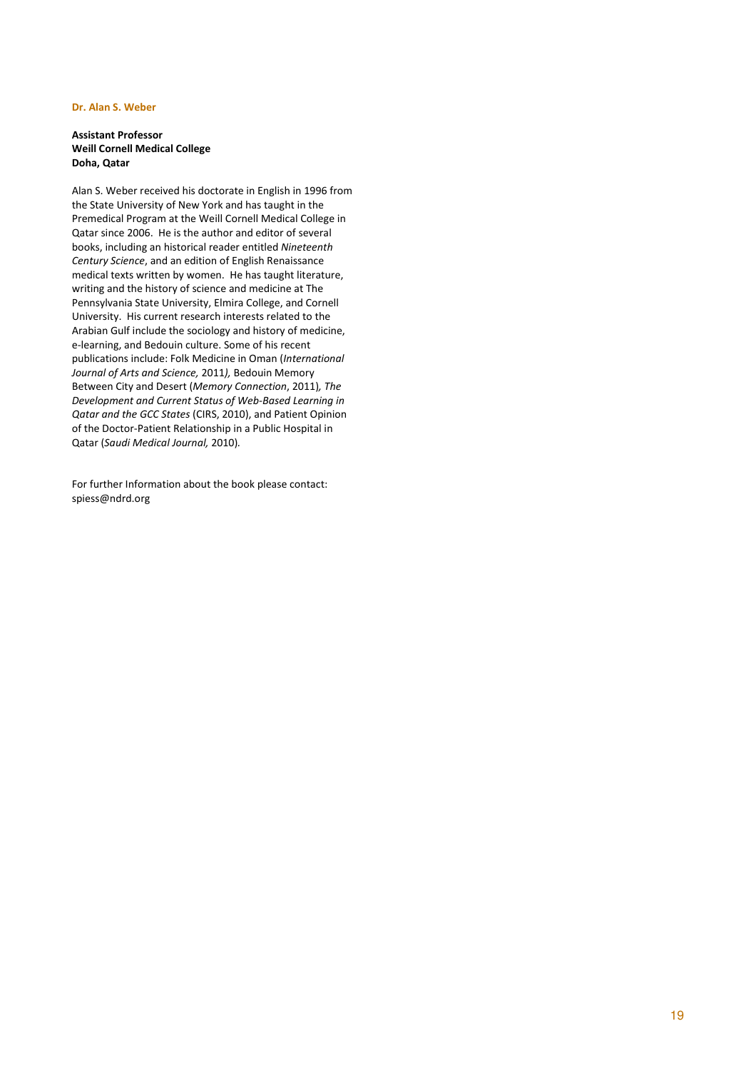### Dr. Alan S. Weber

**Assistant Professor**
**Weill Cornell Medical College**
**Doha, Qatar**

Alan S. Weber received his doctorate in English in 1996 from the State University of New York and has taught in the Premedical Program at the Weill Cornell Medical College in Qatar since 2006. He is the author and editor of several books, including an historical reader entitled *Nineteenth Century Science*, and an edition of English Renaissance medical texts written by women. He has taught literature, writing and the history of science and medicine at The Pennsylvania State University, Elmira College, and Cornell University. His current research interests related to the Arabian Gulf include the sociology and history of medicine, e-learning, and Bedouin culture. Some of his recent publications include: Folk Medicine in Oman (*International Journal of Arts and Science,* 2011*),* Bedouin Memory Between City and Desert (*Memory Connection*, 2011)*, The Development and Current Status of Web-Based Learning in Qatar and the GCC States* (CIRS, 2010), and Patient Opinion of the Doctor-Patient Relationship in a Public Hospital in Qatar (*Saudi Medical Journal,* 2010).

For further Information about the book please contact: spiess@ndrd.org